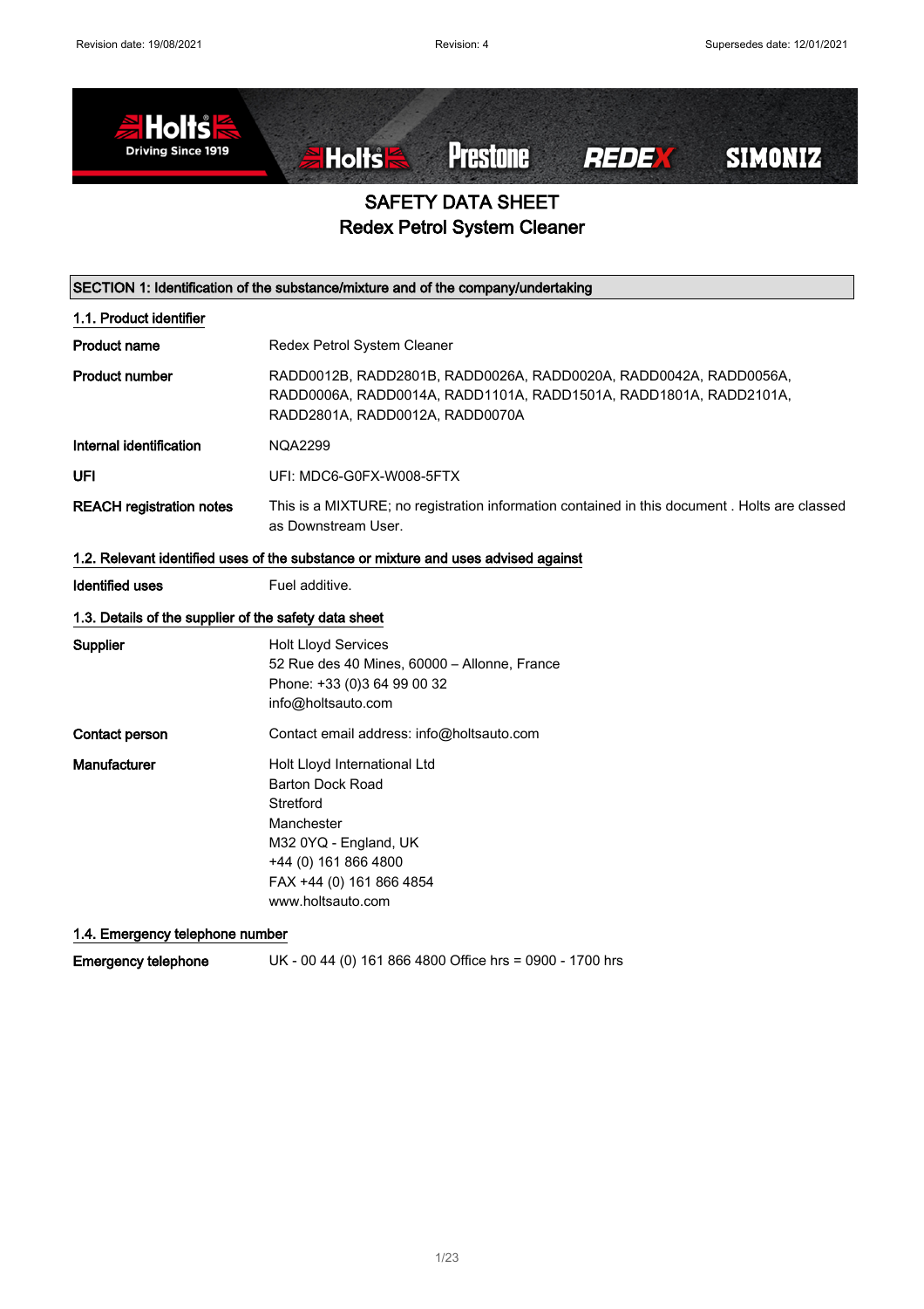# SAFETY DATA SHEET
# Redex Petrol System Cleaner

## SECTION 1: Identification of the substance/mixture and of the company/undertaking

### 1.1. Product identifier

**Product name** Redex Petrol System Cleaner

**Product number** RADD0012B, RADD2801B, RADD0026A, RADD0020A, RADD0042A, RADD0056A, RADD0006A, RADD0014A, RADD1101A, RADD1501A, RADD1801A, RADD2101A, RADD2801A, RADD0012A, RADD0070A

**Internal identification** NQA2299

**UFI** UFI: MDC6-G0FX-W008-5FTX

**REACH registration notes** This is a MIXTURE; no registration information contained in this document . Holts are classed as Downstream User.

### 1.2. Relevant identified uses of the substance or mixture and uses advised against

**Identified uses** Fuel additive.

### 1.3. Details of the supplier of the safety data sheet

**Supplier**
Holt Lloyd Services
52 Rue des 40 Mines, 60000 – Allonne, France
Phone: +33 (0)3 64 99 00 32
info@holtsauto.com

**Contact person** Contact email address: info@holtsauto.com

**Manufacturer**
Holt Lloyd International Ltd
Barton Dock Road
Stretford
Manchester
M32 0YQ - England, UK
+44 (0) 161 866 4800
FAX +44 (0) 161 866 4854
www.holtsauto.com

### 1.4. Emergency telephone number

**Emergency telephone** UK - 00 44 (0) 161 866 4800 Office hrs = 0900 - 1700 hrs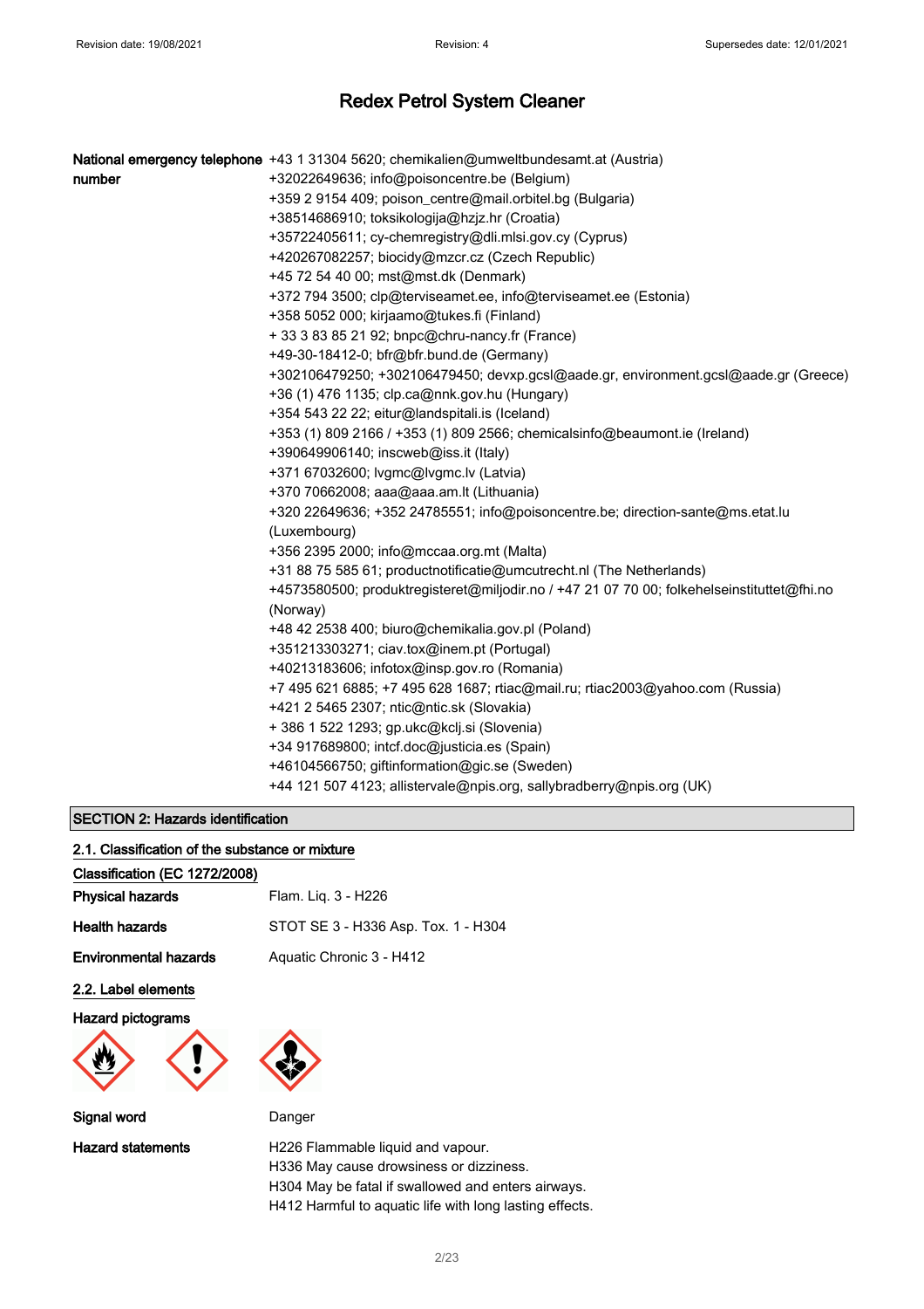# Redex Petrol System Cleaner

| | |
|---|---|
| **National emergency telephone number** | +43 1 31304 5620; chemikalien@umweltbundesamt.at (Austria)<br>+32022649636; info@poisoncentre.be (Belgium)<br>+359 2 9154 409; poison_centre@mail.orbitel.bg (Bulgaria)<br>+38514686910; toksikologija@hzjz.hr (Croatia)<br>+35722405611; cy-chemregistry@dli.mlsi.gov.cy (Cyprus)<br>+420267082257; biocidy@mzcr.cz (Czech Republic)<br>+45 72 54 40 00; mst@mst.dk (Denmark)<br>+372 794 3500; clp@terviseamet.ee, info@terviseamet.ee (Estonia)<br>+358 5052 000; kirjaamo@tukes.fi (Finland)<br>+ 33 3 83 85 21 92; bnpc@chru-nancy.fr (France)<br>+49-30-18412-0; bfr@bfr.bund.de (Germany)<br>+302106479250; +302106479450; devxp.gcsl@aade.gr, environment.gcsl@aade.gr (Greece)<br>+36 (1) 476 1135; clp.ca@nnk.gov.hu (Hungary)<br>+354 543 22 22; eitur@landspitali.is (Iceland)<br>+353 (1) 809 2166 / +353 (1) 809 2566; chemicalsinfo@beaumont.ie (Ireland)<br>+390649906140; inscweb@iss.it (Italy)<br>+371 67032600; lvgmc@lvgmc.lv (Latvia)<br>+370 70662008; aaa@aaa.am.lt (Lithuania)<br>+320 22649636; +352 24785551; info@poisoncentre.be; direction-sante@ms.etat.lu (Luxembourg)<br>+356 2395 2000; info@mccaa.org.mt (Malta)<br>+31 88 75 585 61; productnotificatie@umcutrecht.nl (The Netherlands)<br>+4573580500; produktregisteret@miljodir.no / +47 21 07 70 00; folkehelseinstituttet@fhi.no (Norway)<br>+48 42 2538 400; biuro@chemikalia.gov.pl (Poland)<br>+351213303271; ciav.tox@inem.pt (Portugal)<br>+40213183606; infotox@insp.gov.ro (Romania)<br>+7 495 621 6885; +7 495 628 1687; rtiac@mail.ru; rtiac2003@yahoo.com (Russia)<br>+421 2 5465 2307; ntic@ntic.sk (Slovakia)<br>+ 386 1 522 1293; gp.ukc@kclj.si (Slovenia)<br>+34 917689800; intcf.doc@justicia.es (Spain)<br>+46104566750; giftinformation@gic.se (Sweden)<br>+44 121 507 4123; allistervale@npis.org, sallybradberry@npis.org (UK) |

## SECTION 2: Hazards identification

### 2.1. Classification of the substance or mixture

**Classification (EC 1272/2008)**

| | |
|---|---|
| **Physical hazards** | Flam. Liq. 3 - H226 |
| **Health hazards** | STOT SE 3 - H336 Asp. Tox. 1 - H304 |
| **Environmental hazards** | Aquatic Chronic 3 - H412 |

### 2.2. Label elements

**Hazard pictograms**

| | |
|---|---|
| **Signal word** | Danger |
| **Hazard statements** | H226 Flammable liquid and vapour.<br>H336 May cause drowsiness or dizziness.<br>H304 May be fatal if swallowed and enters airways.<br>H412 Harmful to aquatic life with long lasting effects. |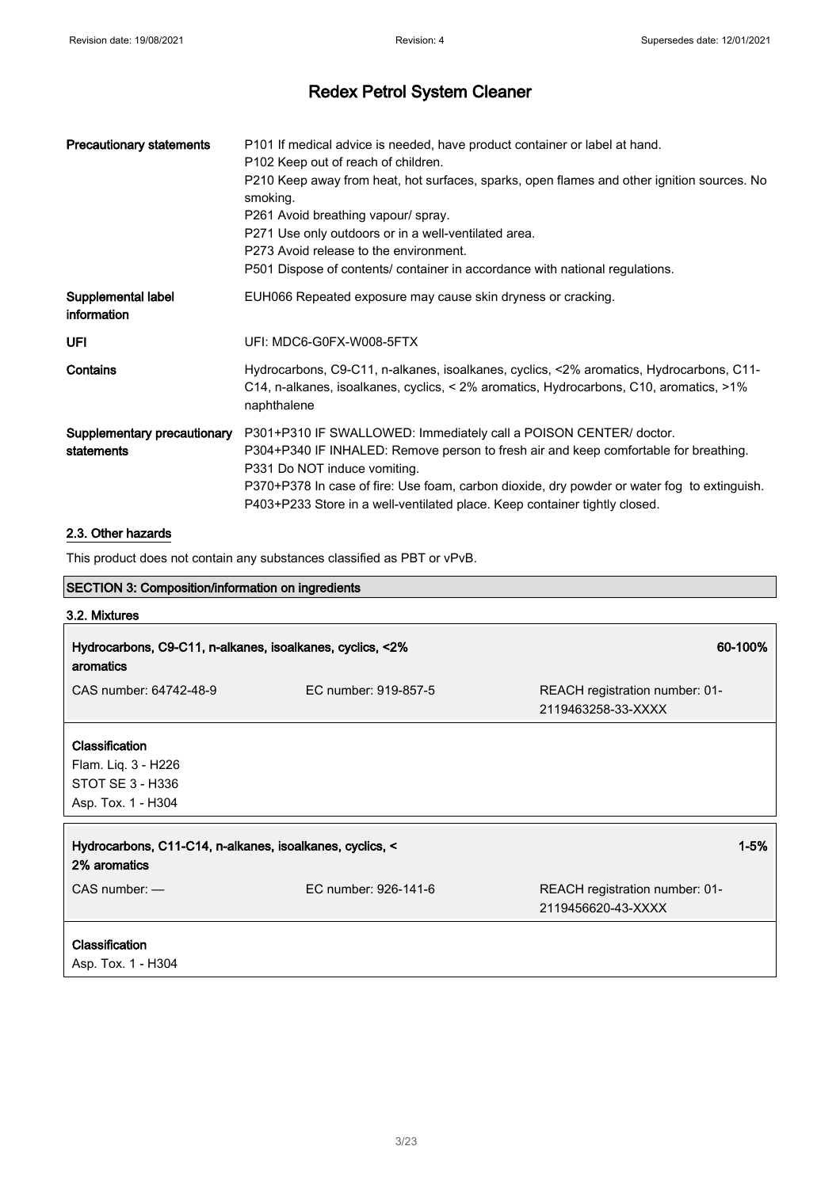# Redex Petrol System Cleaner

| | |
|---|---|
| **Precautionary statements** | P101 If medical advice is needed, have product container or label at hand.<br>P102 Keep out of reach of children.<br>P210 Keep away from heat, hot surfaces, sparks, open flames and other ignition sources. No smoking.<br>P261 Avoid breathing vapour/ spray.<br>P271 Use only outdoors or in a well-ventilated area.<br>P273 Avoid release to the environment.<br>P501 Dispose of contents/ container in accordance with national regulations. |
| **Supplemental label information** | EUH066 Repeated exposure may cause skin dryness or cracking. |
| **UFI** | UFI: MDC6-G0FX-W008-5FTX |
| **Contains** | Hydrocarbons, C9-C11, n-alkanes, isoalkanes, cyclics, <2% aromatics, Hydrocarbons, C11-C14, n-alkanes, isoalkanes, cyclics, < 2% aromatics, Hydrocarbons, C10, aromatics, >1% naphthalene |
| **Supplementary precautionary statements** | P301+P310 IF SWALLOWED: Immediately call a POISON CENTER/ doctor.<br>P304+P340 IF INHALED: Remove person to fresh air and keep comfortable for breathing.<br>P331 Do NOT induce vomiting.<br>P370+P378 In case of fire: Use foam, carbon dioxide, dry powder or water fog to extinguish.<br>P403+P233 Store in a well-ventilated place. Keep container tightly closed. |

## 2.3. Other hazards

This product does not contain any substances classified as PBT or vPvB.

## SECTION 3: Composition/information on ingredients

### 3.2. Mixtures

| **Hydrocarbons, C9-C11, n-alkanes, isoalkanes, cyclics, <2% aromatics** | | **60-100%** |
|---|---|---|
| CAS number: 64742-48-9 | EC number: 919-857-5 | REACH registration number: 01-2119463258-33-XXXX |

**Classification**
Flam. Liq. 3 - H226
STOT SE 3 - H336
Asp. Tox. 1 - H304

| **Hydrocarbons, C11-C14, n-alkanes, isoalkanes, cyclics, < 2% aromatics** | | **1-5%** |
|---|---|---|
| CAS number: — | EC number: 926-141-6 | REACH registration number: 01-2119456620-43-XXXX |

**Classification**
Asp. Tox. 1 - H304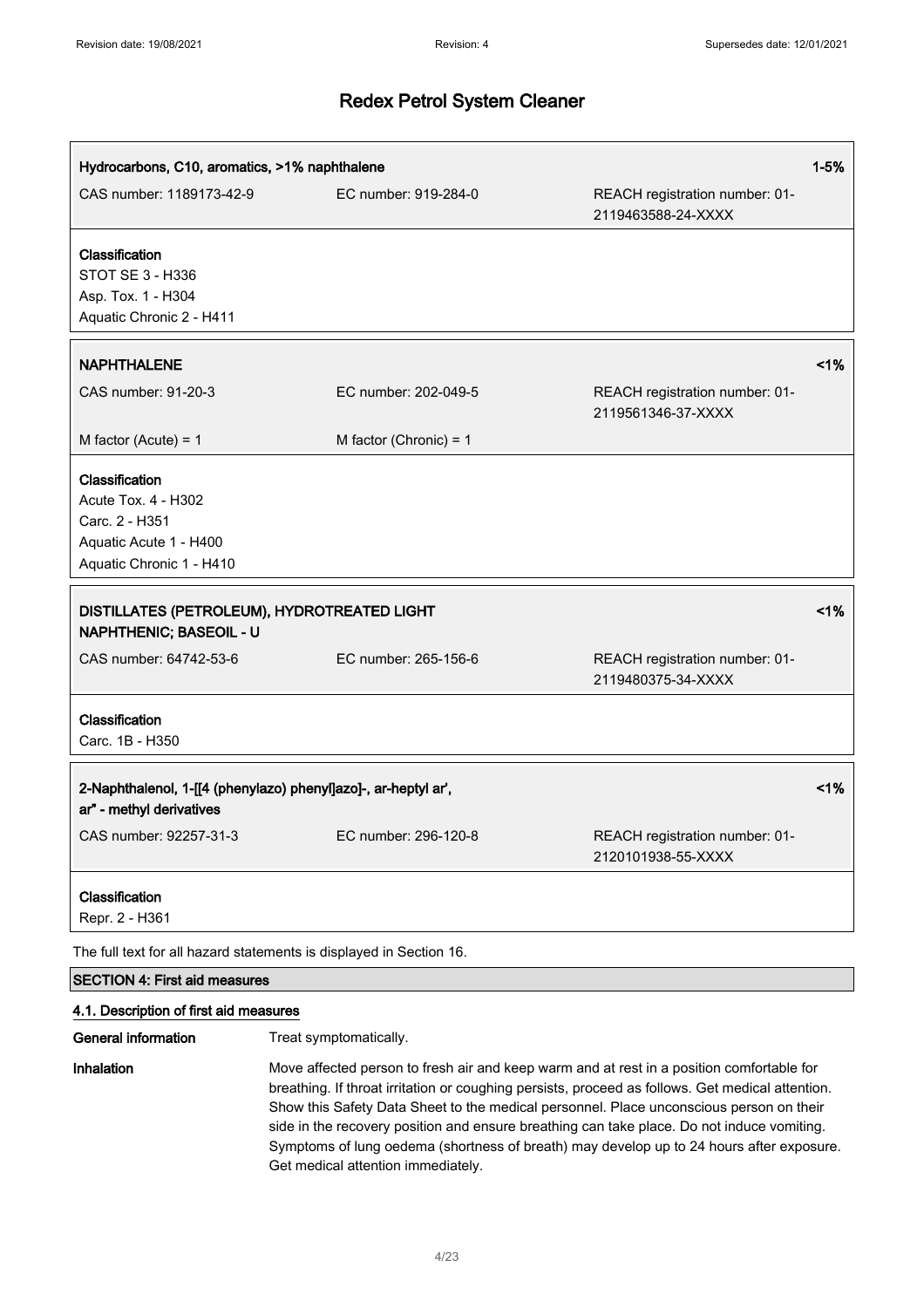| Hydrocarbons, C10, aromatics, >1% naphthalene | | 1-5% |
|---|---|---|
| CAS number: 1189173-42-9 | EC number: 919-284-0 | REACH registration number: 01-2119463588-24-XXXX |

**Classification**
STOT SE 3 - H336
Asp. Tox. 1 - H304
Aquatic Chronic 2 - H411

| NAPHTHALENE | | <1% |
|---|---|---|
| CAS number: 91-20-3 | EC number: 202-049-5 | REACH registration number: 01-2119561346-37-XXXX |
| M factor (Acute) = 1 | M factor (Chronic) = 1 | |

**Classification**
Acute Tox. 4 - H302
Carc. 2 - H351
Aquatic Acute 1 - H400
Aquatic Chronic 1 - H410

| DISTILLATES (PETROLEUM), HYDROTREATED LIGHT NAPHTHENIC; BASEOIL - U | | <1% |
|---|---|---|
| CAS number: 64742-53-6 | EC number: 265-156-6 | REACH registration number: 01-2119480375-34-XXXX |

**Classification**
Carc. 1B - H350

| 2-Naphthalenol, 1-[[4 (phenylazo) phenyl]azo]-, ar-heptyl ar', ar'' - methyl derivatives | | <1% |
|---|---|---|
| CAS number: 92257-31-3 | EC number: 296-120-8 | REACH registration number: 01-2120101938-55-XXXX |

**Classification**
Repr. 2 - H361

The full text for all hazard statements is displayed in Section 16.

## SECTION 4: First aid measures

### 4.1. Description of first aid measures

**General information** Treat symptomatically.

**Inhalation** Move affected person to fresh air and keep warm and at rest in a position comfortable for breathing. If throat irritation or coughing persists, proceed as follows. Get medical attention. Show this Safety Data Sheet to the medical personnel. Place unconscious person on their side in the recovery position and ensure breathing can take place. Do not induce vomiting. Symptoms of lung oedema (shortness of breath) may develop up to 24 hours after exposure. Get medical attention immediately.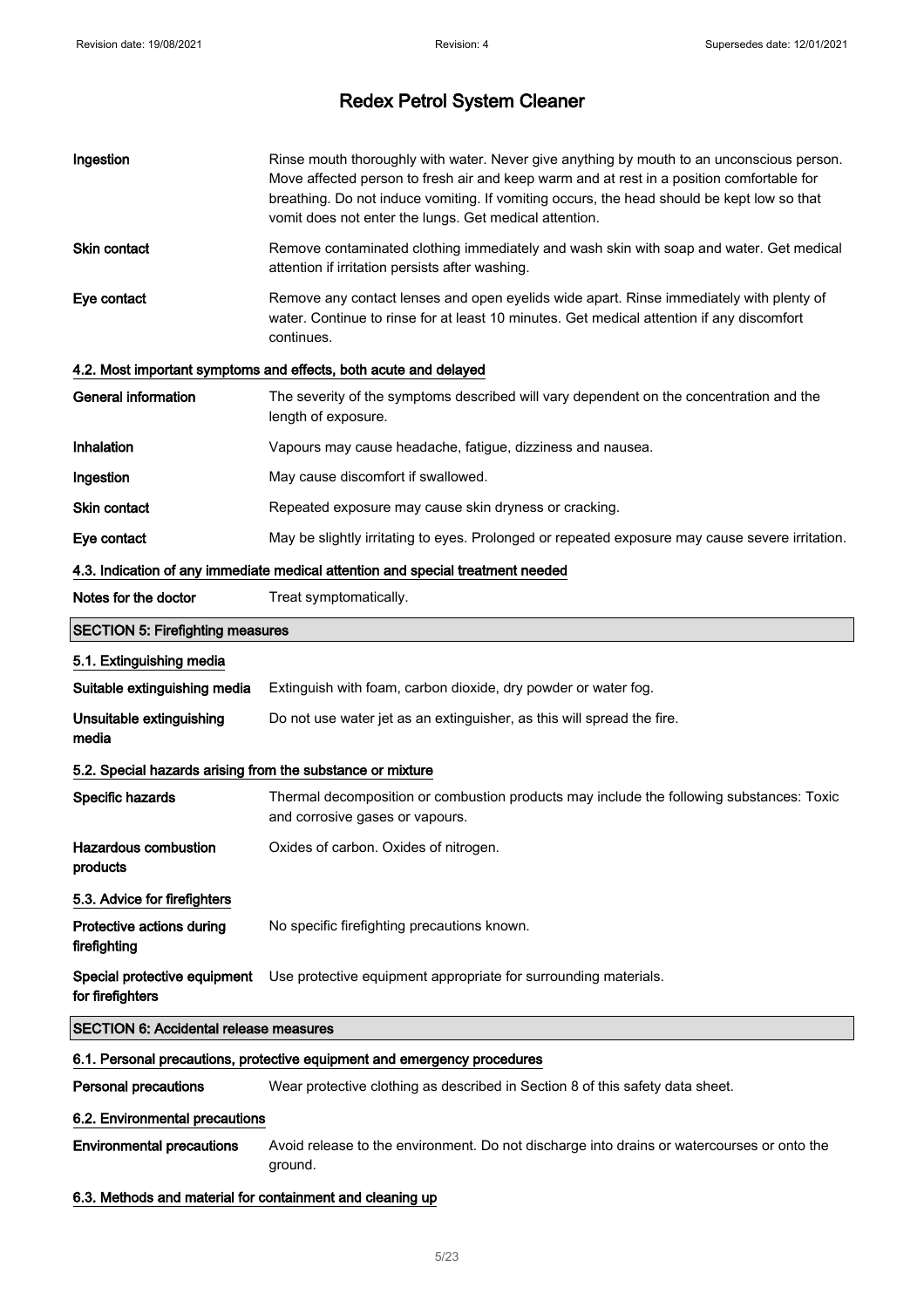# Redex Petrol System Cleaner

| | |
|---|---|
| **Ingestion** | Rinse mouth thoroughly with water. Never give anything by mouth to an unconscious person. Move affected person to fresh air and keep warm and at rest in a position comfortable for breathing. Do not induce vomiting. If vomiting occurs, the head should be kept low so that vomit does not enter the lungs. Get medical attention. |
| **Skin contact** | Remove contaminated clothing immediately and wash skin with soap and water. Get medical attention if irritation persists after washing. |
| **Eye contact** | Remove any contact lenses and open eyelids wide apart. Rinse immediately with plenty of water. Continue to rinse for at least 10 minutes. Get medical attention if any discomfort continues. |

### 4.2. Most important symptoms and effects, both acute and delayed

| | |
|---|---|
| **General information** | The severity of the symptoms described will vary dependent on the concentration and the length of exposure. |
| **Inhalation** | Vapours may cause headache, fatigue, dizziness and nausea. |
| **Ingestion** | May cause discomfort if swallowed. |
| **Skin contact** | Repeated exposure may cause skin dryness or cracking. |
| **Eye contact** | May be slightly irritating to eyes. Prolonged or repeated exposure may cause severe irritation. |

### 4.3. Indication of any immediate medical attention and special treatment needed

| | |
|---|---|
| **Notes for the doctor** | Treat symptomatically. |

## SECTION 5: Firefighting measures

### 5.1. Extinguishing media

| | |
|---|---|
| **Suitable extinguishing media** | Extinguish with foam, carbon dioxide, dry powder or water fog. |
| **Unsuitable extinguishing media** | Do not use water jet as an extinguisher, as this will spread the fire. |

### 5.2. Special hazards arising from the substance or mixture

| | |
|---|---|
| **Specific hazards** | Thermal decomposition or combustion products may include the following substances: Toxic and corrosive gases or vapours. |
| **Hazardous combustion products** | Oxides of carbon. Oxides of nitrogen. |

### 5.3. Advice for firefighters

| | |
|---|---|
| **Protective actions during firefighting** | No specific firefighting precautions known. |
| **Special protective equipment for firefighters** | Use protective equipment appropriate for surrounding materials. |

## SECTION 6: Accidental release measures

### 6.1. Personal precautions, protective equipment and emergency procedures

| | |
|---|---|
| **Personal precautions** | Wear protective clothing as described in Section 8 of this safety data sheet. |

### 6.2. Environmental precautions

| | |
|---|---|
| **Environmental precautions** | Avoid release to the environment. Do not discharge into drains or watercourses or onto the ground. |

### 6.3. Methods and material for containment and cleaning up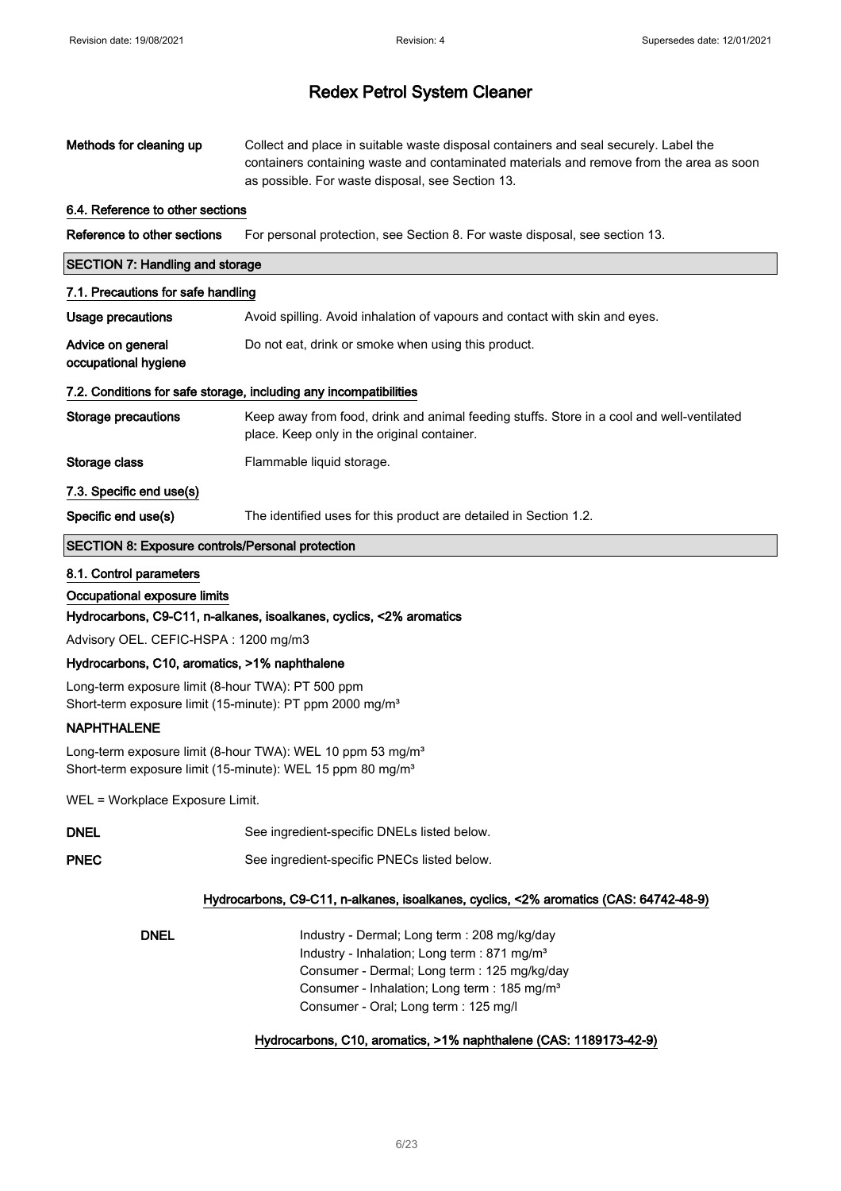# Redex Petrol System Cleaner

**Methods for cleaning up** Collect and place in suitable waste disposal containers and seal securely. Label the containers containing waste and contaminated materials and remove from the area as soon as possible. For waste disposal, see Section 13.

### 6.4. Reference to other sections

**Reference to other sections** For personal protection, see Section 8. For waste disposal, see section 13.

## SECTION 7: Handling and storage

### 7.1. Precautions for safe handling

**Usage precautions** Avoid spilling. Avoid inhalation of vapours and contact with skin and eyes.

**Advice on general occupational hygiene** Do not eat, drink or smoke when using this product.

### 7.2. Conditions for safe storage, including any incompatibilities

**Storage precautions** Keep away from food, drink and animal feeding stuffs. Store in a cool and well-ventilated place. Keep only in the original container.

**Storage class** Flammable liquid storage.

### 7.3. Specific end use(s)

**Specific end use(s)** The identified uses for this product are detailed in Section 1.2.

## SECTION 8: Exposure controls/Personal protection

### 8.1. Control parameters

**Occupational exposure limits**

**Hydrocarbons, C9-C11, n-alkanes, isoalkanes, cyclics, <2% aromatics**

Advisory OEL. CEFIC-HSPA : 1200 mg/m3

**Hydrocarbons, C10, aromatics, >1% naphthalene**

Long-term exposure limit (8-hour TWA): PT 500 ppm
Short-term exposure limit (15-minute): PT ppm 2000 mg/m³

**NAPHTHALENE**

Long-term exposure limit (8-hour TWA): WEL 10 ppm 53 mg/m³
Short-term exposure limit (15-minute): WEL 15 ppm 80 mg/m³

WEL = Workplace Exposure Limit.

**DNEL** See ingredient-specific DNELs listed below.

**PNEC** See ingredient-specific PNECs listed below.

**Hydrocarbons, C9-C11, n-alkanes, isoalkanes, cyclics, <2% aromatics (CAS: 64742-48-9)**

**DNEL**
Industry - Dermal; Long term : 208 mg/kg/day
Industry - Inhalation; Long term : 871 mg/m³
Consumer - Dermal; Long term : 125 mg/kg/day
Consumer - Inhalation; Long term : 185 mg/m³
Consumer - Oral; Long term : 125 mg/l

**Hydrocarbons, C10, aromatics, >1% naphthalene (CAS: 1189173-42-9)**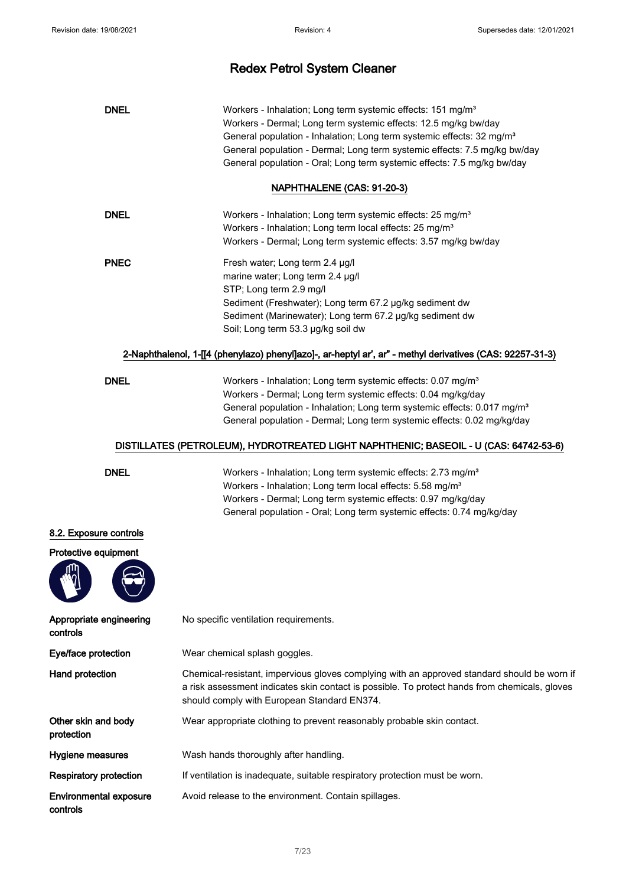| | |
|---|---|
| **DNEL** | Workers - Inhalation; Long term systemic effects: 151 mg/m³<br>Workers - Dermal; Long term systemic effects: 12.5 mg/kg bw/day<br>General population - Inhalation; Long term systemic effects: 32 mg/m³<br>General population - Dermal; Long term systemic effects: 7.5 mg/kg bw/day<br>General population - Oral; Long term systemic effects: 7.5 mg/kg bw/day |

**NAPHTHALENE (CAS: 91-20-3)**

| | |
|---|---|
| **DNEL** | Workers - Inhalation; Long term systemic effects: 25 mg/m³<br>Workers - Inhalation; Long term local effects: 25 mg/m³<br>Workers - Dermal; Long term systemic effects: 3.57 mg/kg bw/day |
| **PNEC** | Fresh water; Long term 2.4 µg/l<br>marine water; Long term 2.4 µg/l<br>STP; Long term 2.9 mg/l<br>Sediment (Freshwater); Long term 67.2 µg/kg sediment dw<br>Sediment (Marinewater); Long term 67.2 µg/kg sediment dw<br>Soil; Long term 53.3 µg/kg soil dw |

**2-Naphthalenol, 1-[[4 (phenylazo) phenyl]azo]-, ar-heptyl ar', ar" - methyl derivatives (CAS: 92257-31-3)**

| | |
|---|---|
| **DNEL** | Workers - Inhalation; Long term systemic effects: 0.07 mg/m³<br>Workers - Dermal; Long term systemic effects: 0.04 mg/kg/day<br>General population - Inhalation; Long term systemic effects: 0.017 mg/m³<br>General population - Dermal; Long term systemic effects: 0.02 mg/kg/day |

**DISTILLATES (PETROLEUM), HYDROTREATED LIGHT NAPHTHENIC; BASEOIL - U (CAS: 64742-53-6)**

| | |
|---|---|
| **DNEL** | Workers - Inhalation; Long term systemic effects: 2.73 mg/m³<br>Workers - Inhalation; Long term local effects: 5.58 mg/m³<br>Workers - Dermal; Long term systemic effects: 0.97 mg/kg/day<br>General population - Oral; Long term systemic effects: 0.74 mg/kg/day |

## 8.2. Exposure controls

### Protective equipment

| | |
|---|---|
| **Appropriate engineering controls** | No specific ventilation requirements. |
| **Eye/face protection** | Wear chemical splash goggles. |
| **Hand protection** | Chemical-resistant, impervious gloves complying with an approved standard should be worn if a risk assessment indicates skin contact is possible. To protect hands from chemicals, gloves should comply with European Standard EN374. |
| **Other skin and body protection** | Wear appropriate clothing to prevent reasonably probable skin contact. |
| **Hygiene measures** | Wash hands thoroughly after handling. |
| **Respiratory protection** | If ventilation is inadequate, suitable respiratory protection must be worn. |
| **Environmental exposure controls** | Avoid release to the environment. Contain spillages. |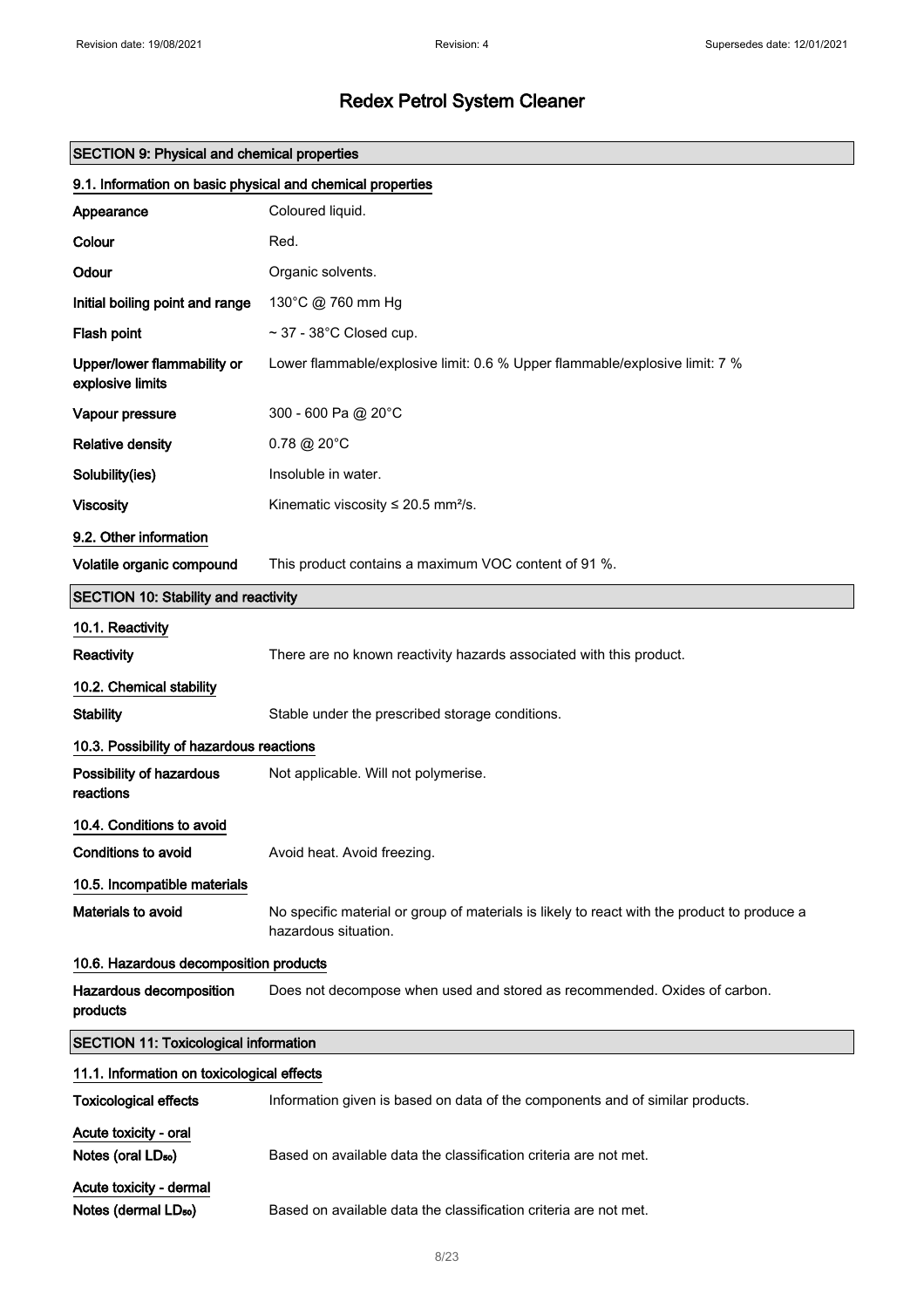# Redex Petrol System Cleaner

## SECTION 9: Physical and chemical properties

### 9.1. Information on basic physical and chemical properties

| | |
|---|---|
| **Appearance** | Coloured liquid. |
| **Colour** | Red. |
| **Odour** | Organic solvents. |
| **Initial boiling point and range** | 130°C @ 760 mm Hg |
| **Flash point** | ~ 37 - 38°C Closed cup. |
| **Upper/lower flammability or explosive limits** | Lower flammable/explosive limit: 0.6 % Upper flammable/explosive limit: 7 % |
| **Vapour pressure** | 300 - 600 Pa @ 20°C |
| **Relative density** | 0.78 @ 20°C |
| **Solubility(ies)** | Insoluble in water. |
| **Viscosity** | Kinematic viscosity ≤ 20.5 mm²/s. |

### 9.2. Other information

| | |
|---|---|
| **Volatile organic compound** | This product contains a maximum VOC content of 91 %. |

## SECTION 10: Stability and reactivity

### 10.1. Reactivity

| | |
|---|---|
| **Reactivity** | There are no known reactivity hazards associated with this product. |

### 10.2. Chemical stability

| | |
|---|---|
| **Stability** | Stable under the prescribed storage conditions. |

### 10.3. Possibility of hazardous reactions

| | |
|---|---|
| **Possibility of hazardous reactions** | Not applicable. Will not polymerise. |

### 10.4. Conditions to avoid

| | |
|---|---|
| **Conditions to avoid** | Avoid heat. Avoid freezing. |

### 10.5. Incompatible materials

| | |
|---|---|
| **Materials to avoid** | No specific material or group of materials is likely to react with the product to produce a hazardous situation. |

### 10.6. Hazardous decomposition products

| | |
|---|---|
| **Hazardous decomposition products** | Does not decompose when used and stored as recommended. Oxides of carbon. |

## SECTION 11: Toxicological information

### 11.1. Information on toxicological effects

| | |
|---|---|
| **Toxicological effects** | Information given is based on data of the components and of similar products. |

**Acute toxicity - oral**

| | |
|---|---|
| **Notes (oral $LD_{50}$)** | Based on available data the classification criteria are not met. |

**Acute toxicity - dermal**

| | |
|---|---|
| **Notes (dermal $LD_{50}$)** | Based on available data the classification criteria are not met. |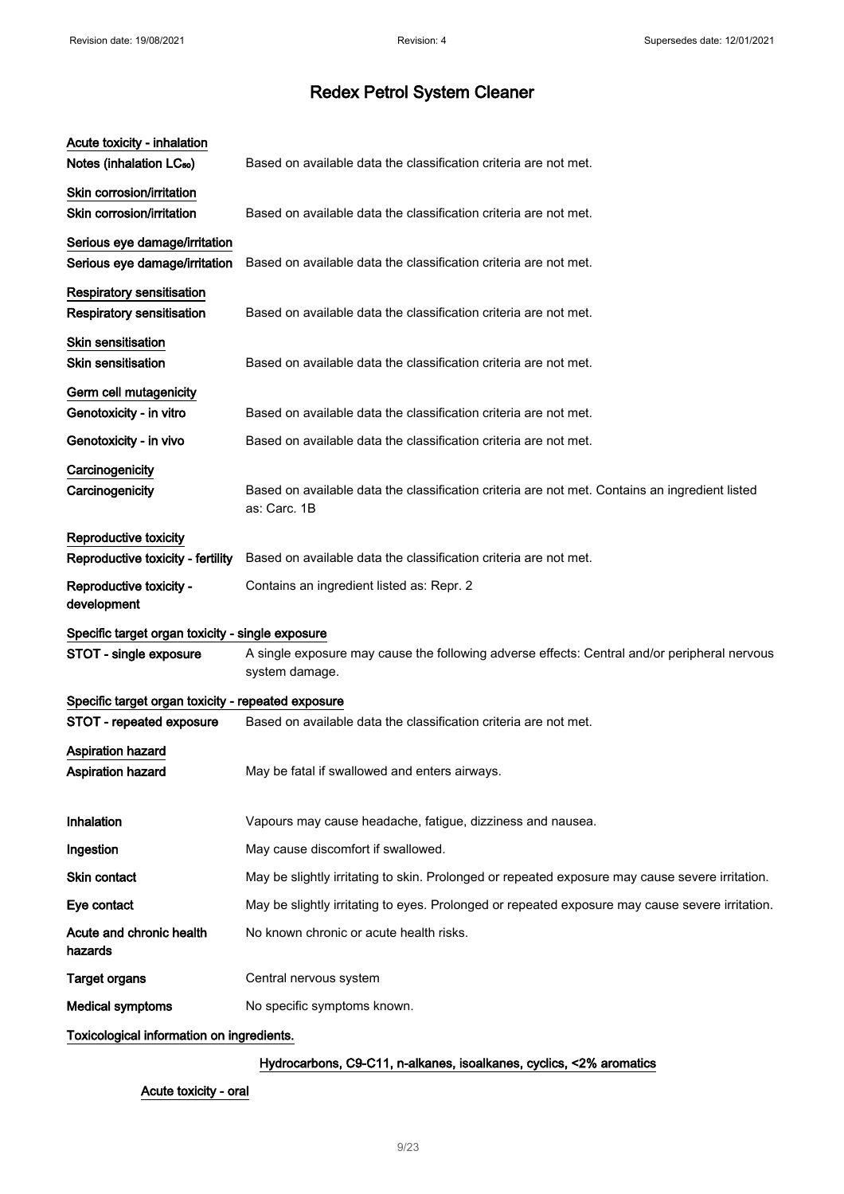# Redex Petrol System Cleaner

**Acute toxicity - inhalation**

| | |
|---|---|
| **Notes (inhalation $LC_{50}$)** | Based on available data the classification criteria are not met. |

**Skin corrosion/irritation**

| | |
|---|---|
| **Skin corrosion/irritation** | Based on available data the classification criteria are not met. |

**Serious eye damage/irritation**

| | |
|---|---|
| **Serious eye damage/irritation** | Based on available data the classification criteria are not met. |

**Respiratory sensitisation**

| | |
|---|---|
| **Respiratory sensitisation** | Based on available data the classification criteria are not met. |

**Skin sensitisation**

| | |
|---|---|
| **Skin sensitisation** | Based on available data the classification criteria are not met. |

**Germ cell mutagenicity**

| | |
|---|---|
| **Genotoxicity - in vitro** | Based on available data the classification criteria are not met. |
| **Genotoxicity - in vivo** | Based on available data the classification criteria are not met. |

**Carcinogenicity**

| | |
|---|---|
| **Carcinogenicity** | Based on available data the classification criteria are not met. Contains an ingredient listed as: Carc. 1B |

**Reproductive toxicity**

| | |
|---|---|
| **Reproductive toxicity - fertility** | Based on available data the classification criteria are not met. |
| **Reproductive toxicity - development** | Contains an ingredient listed as: Repr. 2 |

**Specific target organ toxicity - single exposure**

| | |
|---|---|
| **STOT - single exposure** | A single exposure may cause the following adverse effects: Central and/or peripheral nervous system damage. |

**Specific target organ toxicity - repeated exposure**

| | |
|---|---|
| **STOT - repeated exposure** | Based on available data the classification criteria are not met. |

**Aspiration hazard**

| | |
|---|---|
| **Aspiration hazard** | May be fatal if swallowed and enters airways. |

| | |
|---|---|
| **Inhalation** | Vapours may cause headache, fatigue, dizziness and nausea. |
| **Ingestion** | May cause discomfort if swallowed. |
| **Skin contact** | May be slightly irritating to skin. Prolonged or repeated exposure may cause severe irritation. |
| **Eye contact** | May be slightly irritating to eyes. Prolonged or repeated exposure may cause severe irritation. |
| **Acute and chronic health hazards** | No known chronic or acute health risks. |
| **Target organs** | Central nervous system |
| **Medical symptoms** | No specific symptoms known. |

**Toxicological information on ingredients.**

**Hydrocarbons, C9-C11, n-alkanes, isoalkanes, cyclics, <2% aromatics**

**Acute toxicity - oral**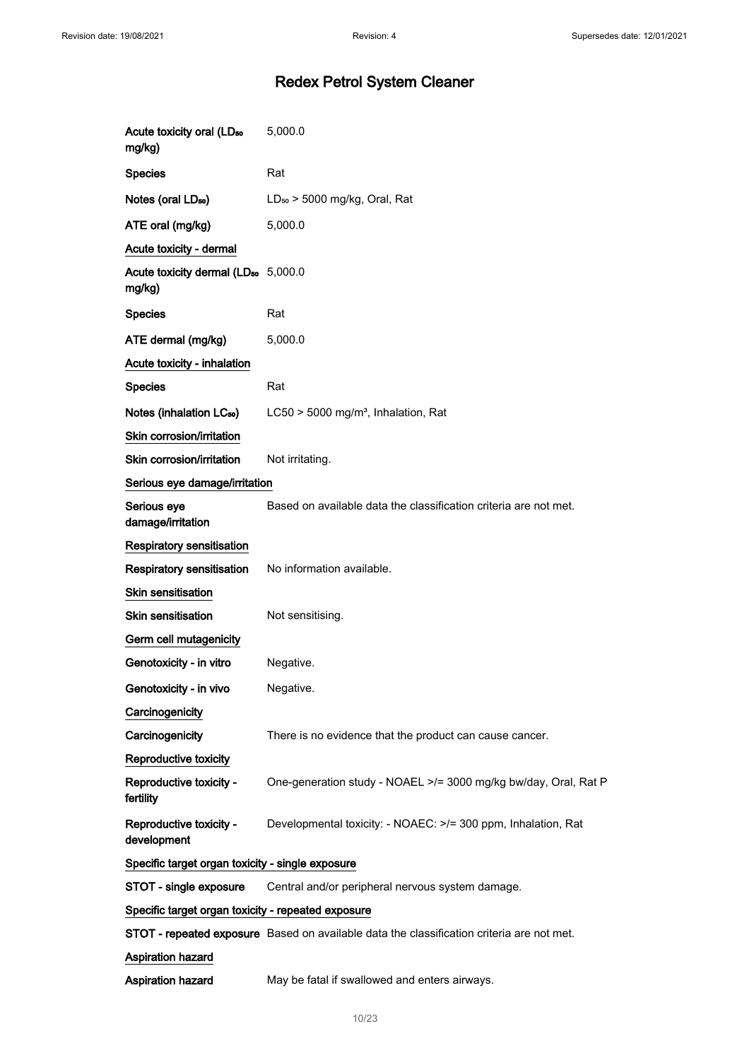# Redex Petrol System Cleaner

| | |
|---|---|
| Acute toxicity oral ($LD_{50}$ mg/kg) | 5,000.0 |
| Species | Rat |
| Notes (oral $LD_{50}$) | $LD_{50}$ > 5000 mg/kg, Oral, Rat |
| ATE oral (mg/kg) | 5,000.0 |

**Acute toxicity - dermal**

| | |
|---|---|
| Acute toxicity dermal ($LD_{50}$ mg/kg) | 5,000.0 |
| Species | Rat |
| ATE dermal (mg/kg) | 5,000.0 |

**Acute toxicity - inhalation**

| | |
|---|---|
| Species | Rat |
| Notes (inhalation $LC_{50}$) | LC50 > 5000 mg/m³, Inhalation, Rat |

**Skin corrosion/irritation**

| | |
|---|---|
| Skin corrosion/irritation | Not irritating. |

**Serious eye damage/irritation**

| | |
|---|---|
| Serious eye damage/irritation | Based on available data the classification criteria are not met. |

**Respiratory sensitisation**

| | |
|---|---|
| Respiratory sensitisation | No information available. |

**Skin sensitisation**

| | |
|---|---|
| Skin sensitisation | Not sensitising. |

**Germ cell mutagenicity**

| | |
|---|---|
| Genotoxicity - in vitro | Negative. |
| Genotoxicity - in vivo | Negative. |

**Carcinogenicity**

| | |
|---|---|
| Carcinogenicity | There is no evidence that the product can cause cancer. |

**Reproductive toxicity**

| | |
|---|---|
| Reproductive toxicity - fertility | One-generation study - NOAEL >/= 3000 mg/kg bw/day, Oral, Rat P |
| Reproductive toxicity - development | Developmental toxicity: - NOAEC: >/= 300 ppm, Inhalation, Rat |

**Specific target organ toxicity - single exposure**

| | |
|---|---|
| STOT - single exposure | Central and/or peripheral nervous system damage. |

**Specific target organ toxicity - repeated exposure**

| | |
|---|---|
| STOT - repeated exposure | Based on available data the classification criteria are not met. |

**Aspiration hazard**

| | |
|---|---|
| Aspiration hazard | May be fatal if swallowed and enters airways. |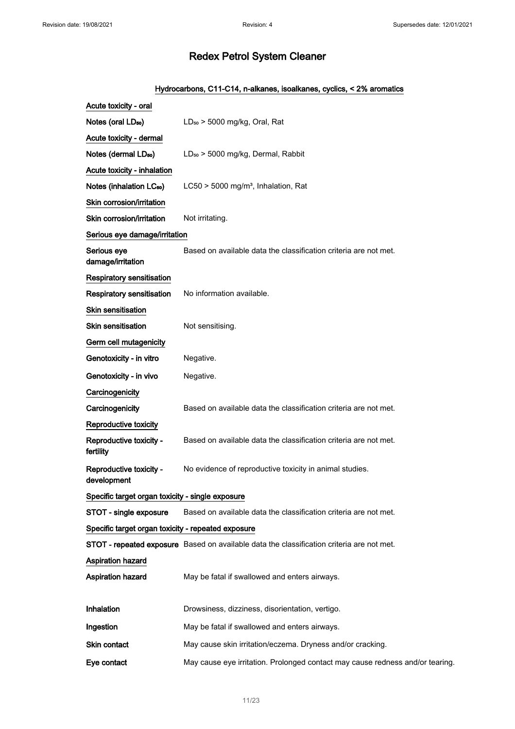# Redex Petrol System Cleaner

## Hydrocarbons, C11-C14, n-alkanes, isoalkanes, cyclics, < 2% aromatics

**Acute toxicity - oral**

| | |
|---|---|
| Notes (oral $LD_{50}$) | $LD_{50}$ > 5000 mg/kg, Oral, Rat |

**Acute toxicity - dermal**

| | |
|---|---|
| Notes (dermal $LD_{50}$) | $LD_{50}$ > 5000 mg/kg, Dermal, Rabbit |

**Acute toxicity - inhalation**

| | |
|---|---|
| Notes (inhalation $LC_{50}$) | LC50 > 5000 mg/m³, Inhalation, Rat |

**Skin corrosion/irritation**

| | |
|---|---|
| Skin corrosion/irritation | Not irritating. |

**Serious eye damage/irritation**

| | |
|---|---|
| Serious eye damage/irritation | Based on available data the classification criteria are not met. |

**Respiratory sensitisation**

| | |
|---|---|
| Respiratory sensitisation | No information available. |

**Skin sensitisation**

| | |
|---|---|
| Skin sensitisation | Not sensitising. |

**Germ cell mutagenicity**

| | |
|---|---|
| Genotoxicity - in vitro | Negative. |
| Genotoxicity - in vivo | Negative. |

**Carcinogenicity**

| | |
|---|---|
| Carcinogenicity | Based on available data the classification criteria are not met. |

**Reproductive toxicity**

| | |
|---|---|
| Reproductive toxicity - fertility | Based on available data the classification criteria are not met. |
| Reproductive toxicity - development | No evidence of reproductive toxicity in animal studies. |

**Specific target organ toxicity - single exposure**

| | |
|---|---|
| STOT - single exposure | Based on available data the classification criteria are not met. |

**Specific target organ toxicity - repeated exposure**

| | |
|---|---|
| STOT - repeated exposure | Based on available data the classification criteria are not met. |

**Aspiration hazard**

| | |
|---|---|
| Aspiration hazard | May be fatal if swallowed and enters airways. |

| | |
|---|---|
| Inhalation | Drowsiness, dizziness, disorientation, vertigo. |
| Ingestion | May be fatal if swallowed and enters airways. |
| Skin contact | May cause skin irritation/eczema. Dryness and/or cracking. |
| Eye contact | May cause eye irritation. Prolonged contact may cause redness and/or tearing. |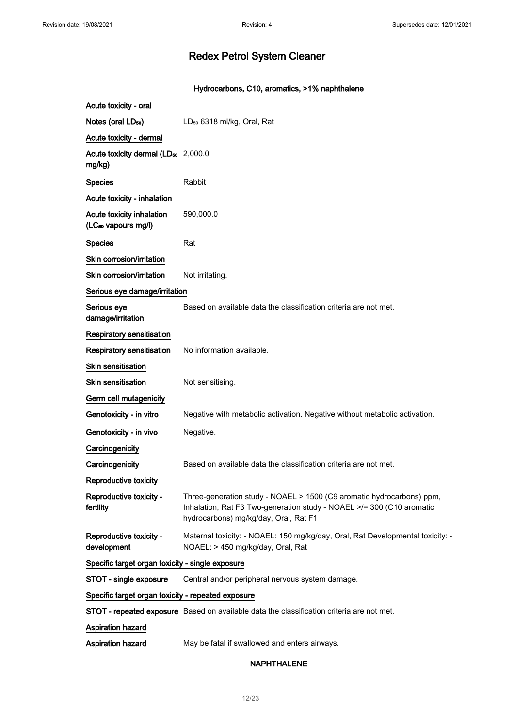# Redex Petrol System Cleaner

## Hydrocarbons, C10, aromatics, >1% naphthalene

**Acute toxicity - oral**

| | |
|---|---|
| Notes (oral $LD_{50}$) | $LD_{50}$ 6318 ml/kg, Oral, Rat |

**Acute toxicity - dermal**

| | |
|---|---|
| Acute toxicity dermal ($LD_{50}$ mg/kg) | 2,000.0 |
| Species | Rabbit |

**Acute toxicity - inhalation**

| | |
|---|---|
| Acute toxicity inhalation ($LC_{50}$ vapours mg/l) | 590,000.0 |
| Species | Rat |

**Skin corrosion/irritation**

| | |
|---|---|
| Skin corrosion/irritation | Not irritating. |

**Serious eye damage/irritation**

| | |
|---|---|
| Serious eye damage/irritation | Based on available data the classification criteria are not met. |

**Respiratory sensitisation**

| | |
|---|---|
| Respiratory sensitisation | No information available. |

**Skin sensitisation**

| | |
|---|---|
| Skin sensitisation | Not sensitising. |

**Germ cell mutagenicity**

| | |
|---|---|
| Genotoxicity - in vitro | Negative with metabolic activation. Negative without metabolic activation. |
| Genotoxicity - in vivo | Negative. |

**Carcinogenicity**

| | |
|---|---|
| Carcinogenicity | Based on available data the classification criteria are not met. |

**Reproductive toxicity**

| | |
|---|---|
| Reproductive toxicity - fertility | Three-generation study - NOAEL > 1500 (C9 aromatic hydrocarbons) ppm, Inhalation, Rat F3 Two-generation study - NOAEL >/= 300 (C10 aromatic hydrocarbons) mg/kg/day, Oral, Rat F1 |
| Reproductive toxicity - development | Maternal toxicity: - NOAEL: 150 mg/kg/day, Oral, Rat Developmental toxicity: - NOAEL: > 450 mg/kg/day, Oral, Rat |

**Specific target organ toxicity - single exposure**

| | |
|---|---|
| STOT - single exposure | Central and/or peripheral nervous system damage. |

**Specific target organ toxicity - repeated exposure**

| | |
|---|---|
| STOT - repeated exposure | Based on available data the classification criteria are not met. |

**Aspiration hazard**

| | |
|---|---|
| Aspiration hazard | May be fatal if swallowed and enters airways. |

## NAPHTHALENE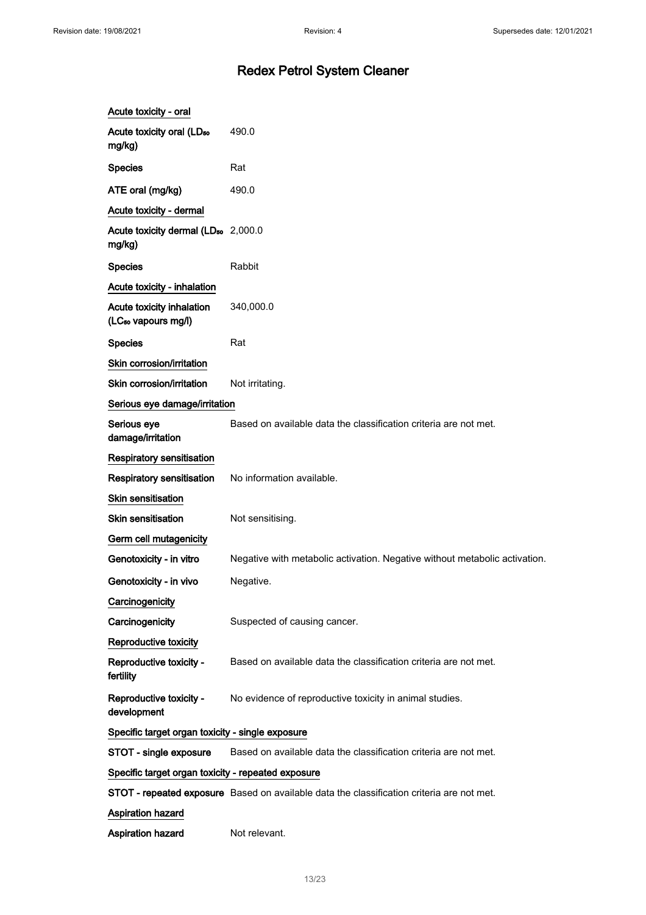# Redex Petrol System Cleaner

**Acute toxicity - oral**

| | |
|---|---|
| **Acute toxicity oral ($LD_{50}$ mg/kg)** | 490.0 |
| **Species** | Rat |
| **ATE oral (mg/kg)** | 490.0 |

**Acute toxicity - dermal**

| | |
|---|---|
| **Acute toxicity dermal ($LD_{50}$ mg/kg)** | 2,000.0 |
| **Species** | Rabbit |

**Acute toxicity - inhalation**

| | |
|---|---|
| **Acute toxicity inhalation ($LC_{50}$ vapours mg/l)** | 340,000.0 |
| **Species** | Rat |

**Skin corrosion/irritation**

| | |
|---|---|
| **Skin corrosion/irritation** | Not irritating. |

**Serious eye damage/irritation**

| | |
|---|---|
| **Serious eye damage/irritation** | Based on available data the classification criteria are not met. |

**Respiratory sensitisation**

| | |
|---|---|
| **Respiratory sensitisation** | No information available. |

**Skin sensitisation**

| | |
|---|---|
| **Skin sensitisation** | Not sensitising. |

**Germ cell mutagenicity**

| | |
|---|---|
| **Genotoxicity - in vitro** | Negative with metabolic activation. Negative without metabolic activation. |
| **Genotoxicity - in vivo** | Negative. |

**Carcinogenicity**

| | |
|---|---|
| **Carcinogenicity** | Suspected of causing cancer. |

**Reproductive toxicity**

| | |
|---|---|
| **Reproductive toxicity - fertility** | Based on available data the classification criteria are not met. |
| **Reproductive toxicity - development** | No evidence of reproductive toxicity in animal studies. |

**Specific target organ toxicity - single exposure**

| | |
|---|---|
| **STOT - single exposure** | Based on available data the classification criteria are not met. |

**Specific target organ toxicity - repeated exposure**

| | |
|---|---|
| **STOT - repeated exposure** | Based on available data the classification criteria are not met. |

**Aspiration hazard**

| | |
|---|---|
| **Aspiration hazard** | Not relevant. |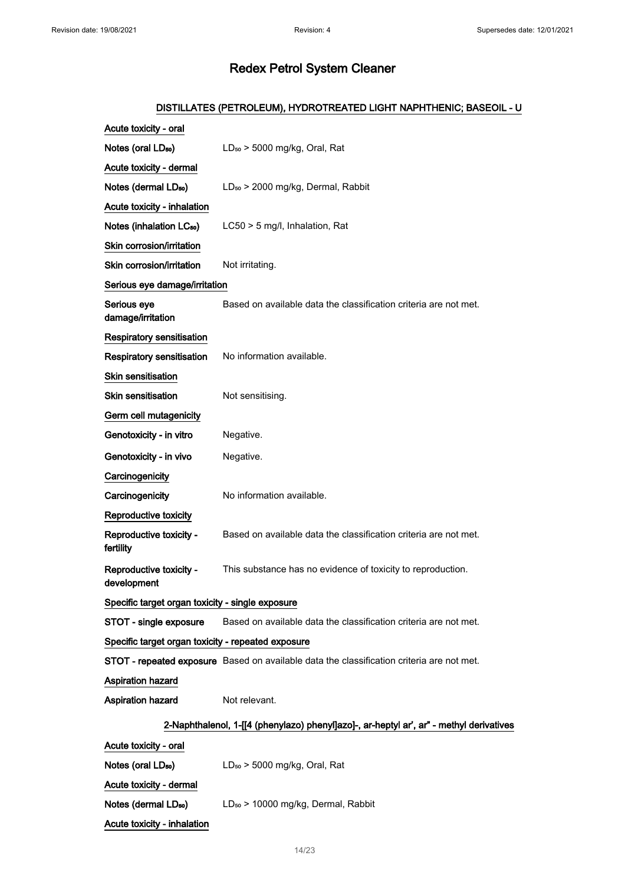# Redex Petrol System Cleaner

## DISTILLATES (PETROLEUM), HYDROTREATED LIGHT NAPHTHENIC; BASEOIL - U

**Acute toxicity - oral**

**Notes (oral $LD_{50}$)** $LD_{50}$ > 5000 mg/kg, Oral, Rat

**Acute toxicity - dermal**

**Notes (dermal $LD_{50}$)** $LD_{50}$ > 2000 mg/kg, Dermal, Rabbit

**Acute toxicity - inhalation**

**Notes (inhalation $LC_{50}$)** LC50 > 5 mg/l, Inhalation, Rat

**Skin corrosion/irritation**

**Skin corrosion/irritation** Not irritating.

**Serious eye damage/irritation**

**Serious eye damage/irritation** Based on available data the classification criteria are not met.

**Respiratory sensitisation**

**Respiratory sensitisation** No information available.

**Skin sensitisation**

**Skin sensitisation** Not sensitising.

**Germ cell mutagenicity**

**Genotoxicity - in vitro** Negative.

**Genotoxicity - in vivo** Negative.

**Carcinogenicity**

**Carcinogenicity** No information available.

**Reproductive toxicity**

**Reproductive toxicity - fertility** Based on available data the classification criteria are not met.

**Reproductive toxicity - development** This substance has no evidence of toxicity to reproduction.

**Specific target organ toxicity - single exposure**

**STOT - single exposure** Based on available data the classification criteria are not met.

**Specific target organ toxicity - repeated exposure**

**STOT - repeated exposure** Based on available data the classification criteria are not met.

**Aspiration hazard**

**Aspiration hazard** Not relevant.

## 2-Naphthalenol, 1-[[4 (phenylazo) phenyl]azo]-, ar-heptyl ar', ar" - methyl derivatives

**Acute toxicity - oral**

**Notes (oral $LD_{50}$)** $LD_{50}$ > 5000 mg/kg, Oral, Rat

**Acute toxicity - dermal**

**Notes (dermal $LD_{50}$)** $LD_{50}$ > 10000 mg/kg, Dermal, Rabbit

**Acute toxicity - inhalation**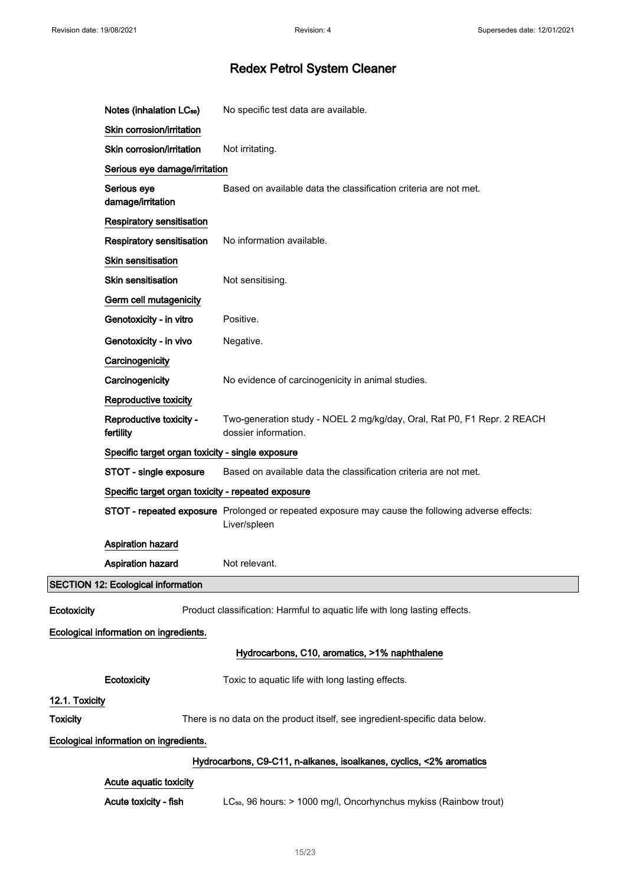# Redex Petrol System Cleaner

**Notes (inhalation $LC_{50}$)** No specific test data are available.

**Skin corrosion/irritation**

**Skin corrosion/irritation** Not irritating.

**Serious eye damage/irritation**

**Serious eye damage/irritation** Based on available data the classification criteria are not met.

**Respiratory sensitisation**

**Respiratory sensitisation** No information available.

**Skin sensitisation**

**Skin sensitisation** Not sensitising.

**Germ cell mutagenicity**

**Genotoxicity - in vitro** Positive.

**Genotoxicity - in vivo** Negative.

**Carcinogenicity**

**Carcinogenicity** No evidence of carcinogenicity in animal studies.

**Reproductive toxicity**

**Reproductive toxicity - fertility** Two-generation study - NOEL 2 mg/kg/day, Oral, Rat P0, F1 Repr. 2 REACH dossier information.

**Specific target organ toxicity - single exposure**

**STOT - single exposure** Based on available data the classification criteria are not met.

**Specific target organ toxicity - repeated exposure**

**STOT - repeated exposure** Prolonged or repeated exposure may cause the following adverse effects: Liver/spleen

**Aspiration hazard**

**Aspiration hazard** Not relevant.

## SECTION 12: Ecological information

**Ecotoxicity** Product classification: Harmful to aquatic life with long lasting effects.

**Ecological information on ingredients.**

**Hydrocarbons, C10, aromatics, >1% naphthalene**

**Ecotoxicity** Toxic to aquatic life with long lasting effects.

### 12.1. Toxicity

**Toxicity** There is no data on the product itself, see ingredient-specific data below.

**Ecological information on ingredients.**

**Hydrocarbons, C9-C11, n-alkanes, isoalkanes, cyclics, <2% aromatics**

**Acute aquatic toxicity**

**Acute toxicity - fish** $LC_{50}$, 96 hours: > 1000 mg/l, Oncorhynchus mykiss (Rainbow trout)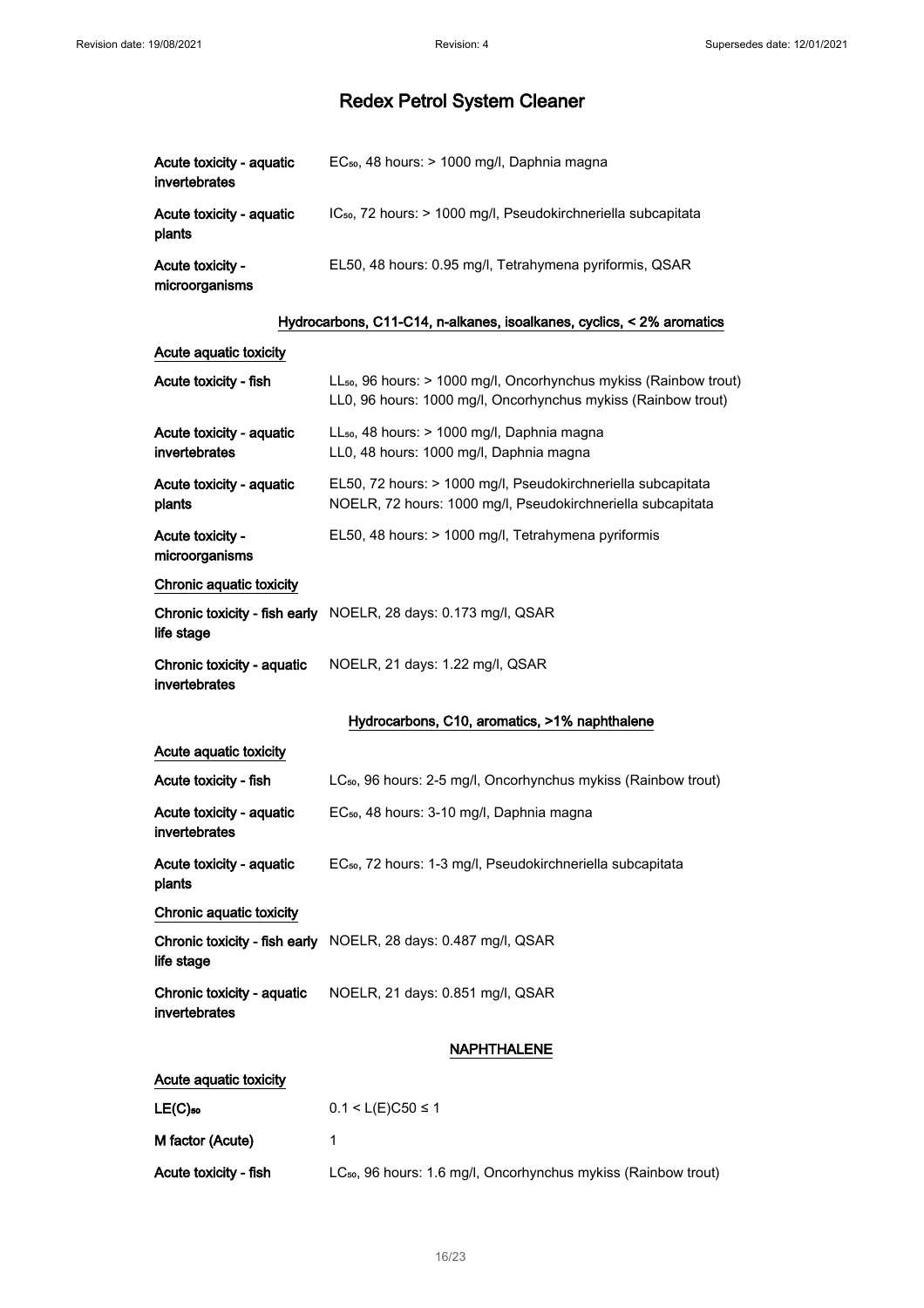# Redex Petrol System Cleaner

| | |
|---|---|
| Acute toxicity - aquatic invertebrates | $EC_{50}$, 48 hours: > 1000 mg/l, Daphnia magna |
| Acute toxicity - aquatic plants | $IC_{50}$, 72 hours: > 1000 mg/l, Pseudokirchneriella subcapitata |
| Acute toxicity - microorganisms | EL50, 48 hours: 0.95 mg/l, Tetrahymena pyriformis, QSAR |

### Hydrocarbons, C11-C14, n-alkanes, isoalkanes, cyclics, < 2% aromatics

**Acute aquatic toxicity**

| | |
|---|---|
| Acute toxicity - fish | $LL_{50}$, 96 hours: > 1000 mg/l, Oncorhynchus mykiss (Rainbow trout)<br>LL0, 96 hours: 1000 mg/l, Oncorhynchus mykiss (Rainbow trout) |
| Acute toxicity - aquatic invertebrates | $LL_{50}$, 48 hours: > 1000 mg/l, Daphnia magna<br>LL0, 48 hours: 1000 mg/l, Daphnia magna |
| Acute toxicity - aquatic plants | EL50, 72 hours: > 1000 mg/l, Pseudokirchneriella subcapitata<br>NOELR, 72 hours: 1000 mg/l, Pseudokirchneriella subcapitata |
| Acute toxicity - microorganisms | EL50, 48 hours: > 1000 mg/l, Tetrahymena pyriformis |

**Chronic aquatic toxicity**

| | |
|---|---|
| Chronic toxicity - fish early life stage | NOELR, 28 days: 0.173 mg/l, QSAR |
| Chronic toxicity - aquatic invertebrates | NOELR, 21 days: 1.22 mg/l, QSAR |

### Hydrocarbons, C10, aromatics, >1% naphthalene

**Acute aquatic toxicity**

| | |
|---|---|
| Acute toxicity - fish | $LC_{50}$, 96 hours: 2-5 mg/l, Oncorhynchus mykiss (Rainbow trout) |
| Acute toxicity - aquatic invertebrates | $EC_{50}$, 48 hours: 3-10 mg/l, Daphnia magna |
| Acute toxicity - aquatic plants | $EC_{50}$, 72 hours: 1-3 mg/l, Pseudokirchneriella subcapitata |

**Chronic aquatic toxicity**

| | |
|---|---|
| Chronic toxicity - fish early life stage | NOELR, 28 days: 0.487 mg/l, QSAR |
| Chronic toxicity - aquatic invertebrates | NOELR, 21 days: 0.851 mg/l, QSAR |

### NAPHTHALENE

**Acute aquatic toxicity**

| | |
|---|---|
| $LE(C)_{50}$ | $0.1 < L(E)C50 \leq 1$ |
| M factor (Acute) | 1 |
| Acute toxicity - fish | $LC_{50}$, 96 hours: 1.6 mg/l, Oncorhynchus mykiss (Rainbow trout) |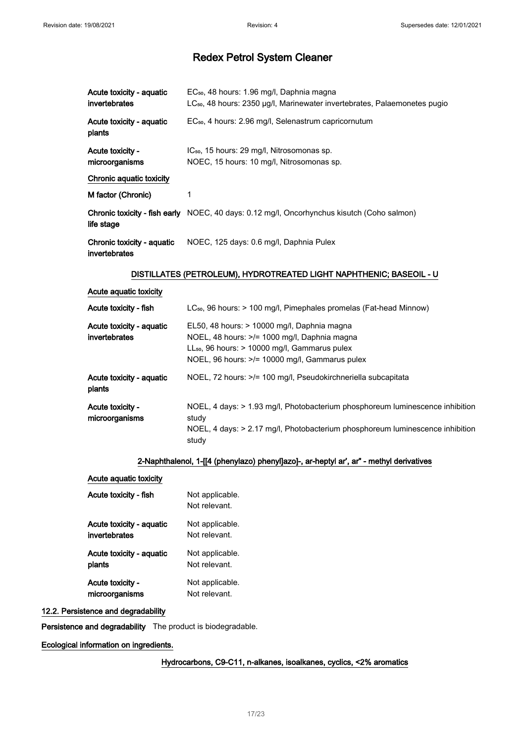| | |
|---|---|
| Acute toxicity - aquatic invertebrates | $EC_{50}$, 48 hours: 1.96 mg/l, Daphnia magna<br>$LC_{50}$, 48 hours: 2350 µg/l, Marinewater invertebrates, Palaemonetes pugio |
| Acute toxicity - aquatic plants | $EC_{50}$, 4 hours: 2.96 mg/l, Selenastrum capricornutum |
| Acute toxicity - microorganisms | $IC_{50}$, 15 hours: 29 mg/l, Nitrosomonas sp.<br>NOEC, 15 hours: 10 mg/l, Nitrosomonas sp. |

**Chronic aquatic toxicity**

| | |
|---|---|
| M factor (Chronic) | 1 |
| Chronic toxicity - fish early life stage | NOEC, 40 days: 0.12 mg/l, Oncorhynchus kisutch (Coho salmon) |
| Chronic toxicity - aquatic invertebrates | NOEC, 125 days: 0.6 mg/l, Daphnia Pulex |

### DISTILLATES (PETROLEUM), HYDROTREATED LIGHT NAPHTHENIC; BASEOIL - U

**Acute aquatic toxicity**

| | |
|---|---|
| Acute toxicity - fish | $LC_{50}$, 96 hours: > 100 mg/l, Pimephales promelas (Fat-head Minnow) |
| Acute toxicity - aquatic invertebrates | EL50, 48 hours: > 10000 mg/l, Daphnia magna<br>NOEL, 48 hours: >/= 1000 mg/l, Daphnia magna<br>$LL_{50}$, 96 hours: > 10000 mg/l, Gammarus pulex<br>NOEL, 96 hours: >/= 10000 mg/l, Gammarus pulex |
| Acute toxicity - aquatic plants | NOEL, 72 hours: >/= 100 mg/l, Pseudokirchneriella subcapitata |
| Acute toxicity - microorganisms | NOEL, 4 days: > 1.93 mg/l, Photobacterium phosphoreum luminescence inhibition study<br>NOEL, 4 days: > 2.17 mg/l, Photobacterium phosphoreum luminescence inhibition study |

### 2-Naphthalenol, 1-[[4 (phenylazo) phenyl]azo]-, ar-heptyl ar', ar" - methyl derivatives

**Acute aquatic toxicity**

| | |
|---|---|
| Acute toxicity - fish | Not applicable.<br>Not relevant. |
| Acute toxicity - aquatic invertebrates | Not applicable.<br>Not relevant. |
| Acute toxicity - aquatic plants | Not applicable.<br>Not relevant. |
| Acute toxicity - microorganisms | Not applicable.<br>Not relevant. |

## 12.2. Persistence and degradability

**Persistence and degradability** The product is biodegradable.

**Ecological information on ingredients.**

### Hydrocarbons, C9-C11, n-alkanes, isoalkanes, cyclics, <2% aromatics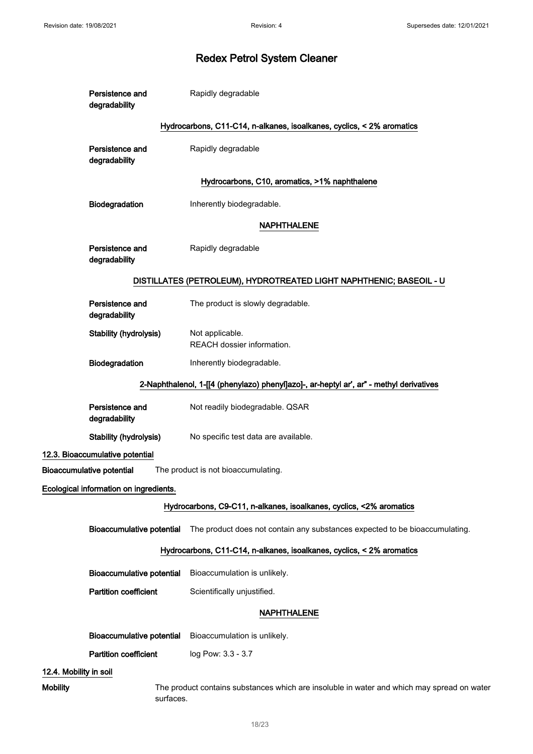**Persistence and degradability** Rapidly degradable

**Hydrocarbons, C11-C14, n-alkanes, isoalkanes, cyclics, < 2% aromatics**

**Persistence and degradability** Rapidly degradable

**Hydrocarbons, C10, aromatics, >1% naphthalene**

**Biodegradation** Inherently biodegradable.

**NAPHTHALENE**

**Persistence and degradability** Rapidly degradable

**DISTILLATES (PETROLEUM), HYDROTREATED LIGHT NAPHTHENIC; BASEOIL - U**

**Persistence and degradability** The product is slowly degradable.

**Stability (hydrolysis)** Not applicable.
REACH dossier information.

**Biodegradation** Inherently biodegradable.

**2-Naphthalenol, 1-[[4 (phenylazo) phenyl]azo]-, ar-heptyl ar', ar'' - methyl derivatives**

**Persistence and degradability** Not readily biodegradable. QSAR

**Stability (hydrolysis)** No specific test data are available.

## 12.3. Bioaccumulative potential

**Bioaccumulative potential** The product is not bioaccumulating.

### Ecological information on ingredients.

**Hydrocarbons, C9-C11, n-alkanes, isoalkanes, cyclics, <2% aromatics**

**Bioaccumulative potential** The product does not contain any substances expected to be bioaccumulating.

**Hydrocarbons, C11-C14, n-alkanes, isoalkanes, cyclics, < 2% aromatics**

**Bioaccumulative potential** Bioaccumulation is unlikely.

**Partition coefficient** Scientifically unjustified.

**NAPHTHALENE**

**Bioaccumulative potential** Bioaccumulation is unlikely.

**Partition coefficient** log Pow: 3.3 - 3.7

## 12.4. Mobility in soil

**Mobility** The product contains substances which are insoluble in water and which may spread on water surfaces.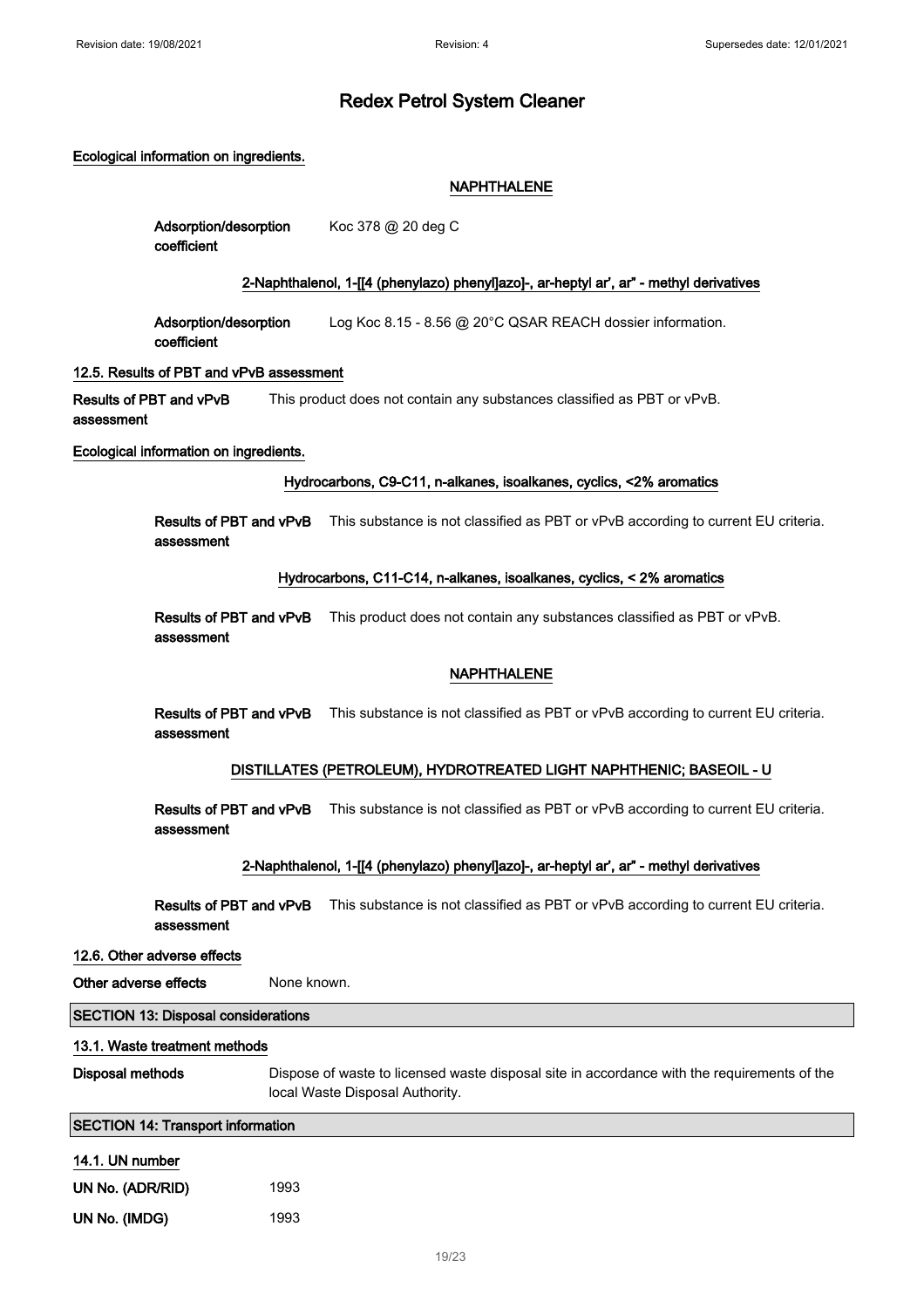# Redex Petrol System Cleaner

**Ecological information on ingredients.**

**NAPHTHALENE**

**Adsorption/desorption coefficient** Koc 378 @ 20 deg C

**2-Naphthalenol, 1-[[4 (phenylazo) phenyl]azo]-, ar-heptyl ar', ar" - methyl derivatives**

**Adsorption/desorption coefficient** Log Koc 8.15 - 8.56 @ 20°C QSAR REACH dossier information.

**12.5. Results of PBT and vPvB assessment**

**Results of PBT and vPvB assessment** This product does not contain any substances classified as PBT or vPvB.

**Ecological information on ingredients.**

**Hydrocarbons, C9-C11, n-alkanes, isoalkanes, cyclics, <2% aromatics**

**Results of PBT and vPvB assessment** This substance is not classified as PBT or vPvB according to current EU criteria.

**Hydrocarbons, C11-C14, n-alkanes, isoalkanes, cyclics, < 2% aromatics**

**Results of PBT and vPvB assessment** This product does not contain any substances classified as PBT or vPvB.

**NAPHTHALENE**

**Results of PBT and vPvB assessment** This substance is not classified as PBT or vPvB according to current EU criteria.

**DISTILLATES (PETROLEUM), HYDROTREATED LIGHT NAPHTHENIC; BASEOIL - U**

**Results of PBT and vPvB assessment** This substance is not classified as PBT or vPvB according to current EU criteria.

**2-Naphthalenol, 1-[[4 (phenylazo) phenyl]azo]-, ar-heptyl ar', ar" - methyl derivatives**

**Results of PBT and vPvB assessment** This substance is not classified as PBT or vPvB according to current EU criteria.

**12.6. Other adverse effects**

**Other adverse effects** None known.

## SECTION 13: Disposal considerations

**13.1. Waste treatment methods**

**Disposal methods** Dispose of waste to licensed waste disposal site in accordance with the requirements of the local Waste Disposal Authority.

## SECTION 14: Transport information

**14.1. UN number**

**UN No. (ADR/RID)** 1993

**UN No. (IMDG)** 1993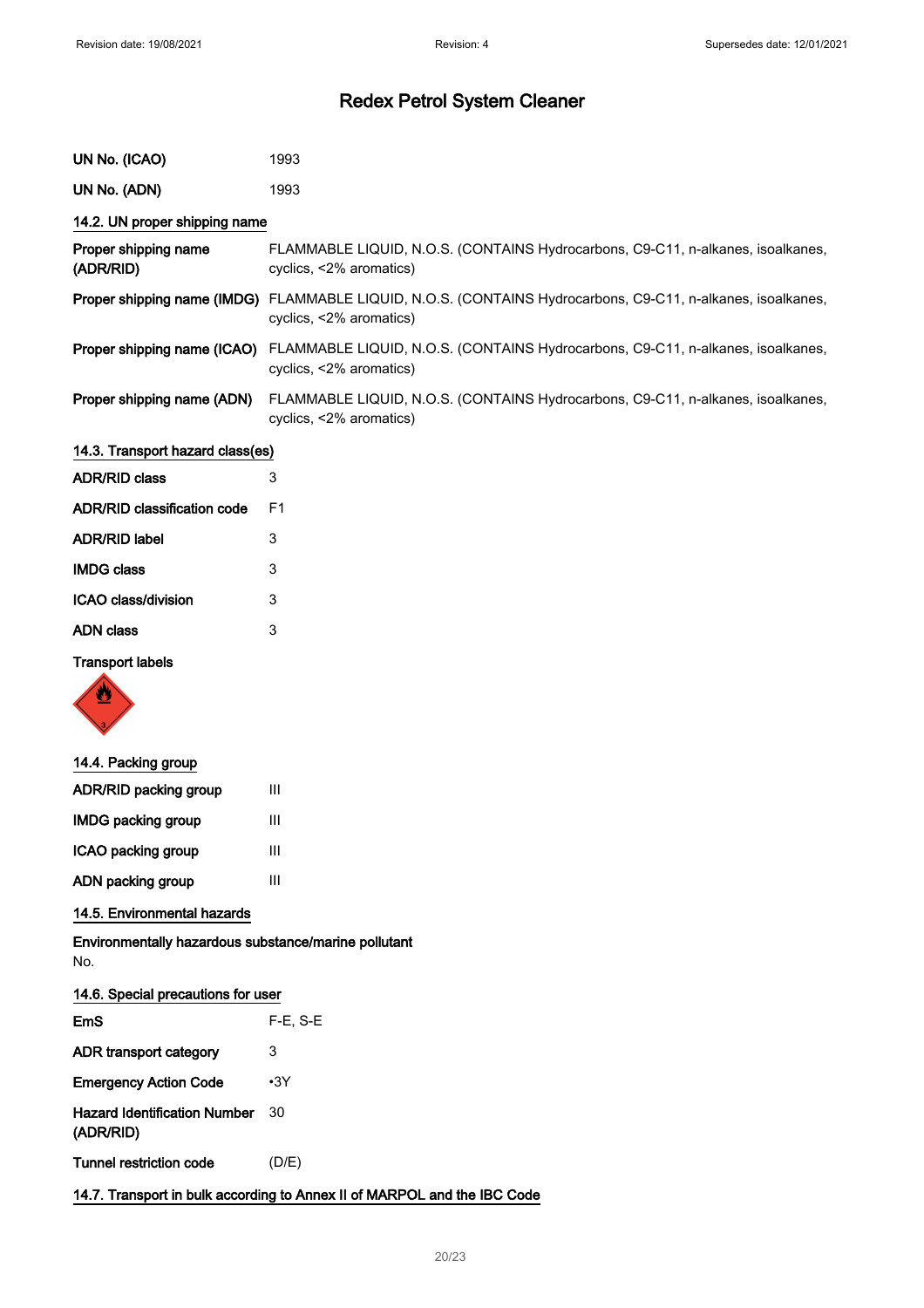# Redex Petrol System Cleaner

| | |
|---|---|
| **UN No. (ICAO)** | 1993 |
| **UN No. (ADN)** | 1993 |

## 14.2. UN proper shipping name

| | |
|---|---|
| **Proper shipping name (ADR/RID)** | FLAMMABLE LIQUID, N.O.S. (CONTAINS Hydrocarbons, C9-C11, n-alkanes, isoalkanes, cyclics, <2% aromatics) |
| **Proper shipping name (IMDG)** | FLAMMABLE LIQUID, N.O.S. (CONTAINS Hydrocarbons, C9-C11, n-alkanes, isoalkanes, cyclics, <2% aromatics) |
| **Proper shipping name (ICAO)** | FLAMMABLE LIQUID, N.O.S. (CONTAINS Hydrocarbons, C9-C11, n-alkanes, isoalkanes, cyclics, <2% aromatics) |
| **Proper shipping name (ADN)** | FLAMMABLE LIQUID, N.O.S. (CONTAINS Hydrocarbons, C9-C11, n-alkanes, isoalkanes, cyclics, <2% aromatics) |

## 14.3. Transport hazard class(es)

| | |
|---|---|
| **ADR/RID class** | 3 |
| **ADR/RID classification code** | F1 |
| **ADR/RID label** | 3 |
| **IMDG class** | 3 |
| **ICAO class/division** | 3 |
| **ADN class** | 3 |

**Transport labels**

## 14.4. Packing group

| | |
|---|---|
| **ADR/RID packing group** | III |
| **IMDG packing group** | III |
| **ICAO packing group** | III |
| **ADN packing group** | III |

## 14.5. Environmental hazards

**Environmentally hazardous substance/marine pollutant**

No.

## 14.6. Special precautions for user

| | |
|---|---|
| **EmS** | F-E, S-E |
| **ADR transport category** | 3 |
| **Emergency Action Code** | •3Y |
| **Hazard Identification Number (ADR/RID)** | 30 |
| **Tunnel restriction code** | (D/E) |

## 14.7. Transport in bulk according to Annex II of MARPOL and the IBC Code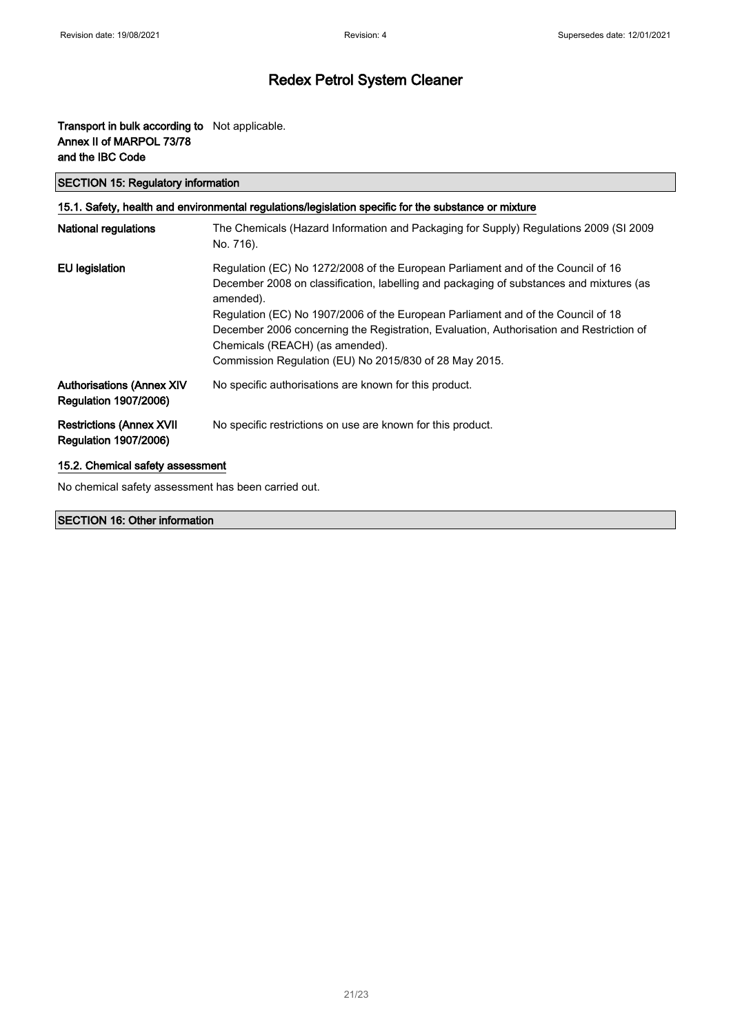| | |
|---|---|
| **Transport in bulk according to Annex II of MARPOL 73/78 and the IBC Code** | Not applicable. |

## SECTION 15: Regulatory information

### 15.1. Safety, health and environmental regulations/legislation specific for the substance or mixture

| | |
|---|---|
| **National regulations** | The Chemicals (Hazard Information and Packaging for Supply) Regulations 2009 (SI 2009 No. 716). |
| **EU legislation** | Regulation (EC) No 1272/2008 of the European Parliament and of the Council of 16 December 2008 on classification, labelling and packaging of substances and mixtures (as amended).<br>Regulation (EC) No 1907/2006 of the European Parliament and of the Council of 18 December 2006 concerning the Registration, Evaluation, Authorisation and Restriction of Chemicals (REACH) (as amended).<br>Commission Regulation (EU) No 2015/830 of 28 May 2015. |
| **Authorisations (Annex XIV Regulation 1907/2006)** | No specific authorisations are known for this product. |
| **Restrictions (Annex XVII Regulation 1907/2006)** | No specific restrictions on use are known for this product. |

### 15.2. Chemical safety assessment

No chemical safety assessment has been carried out.

## SECTION 16: Other information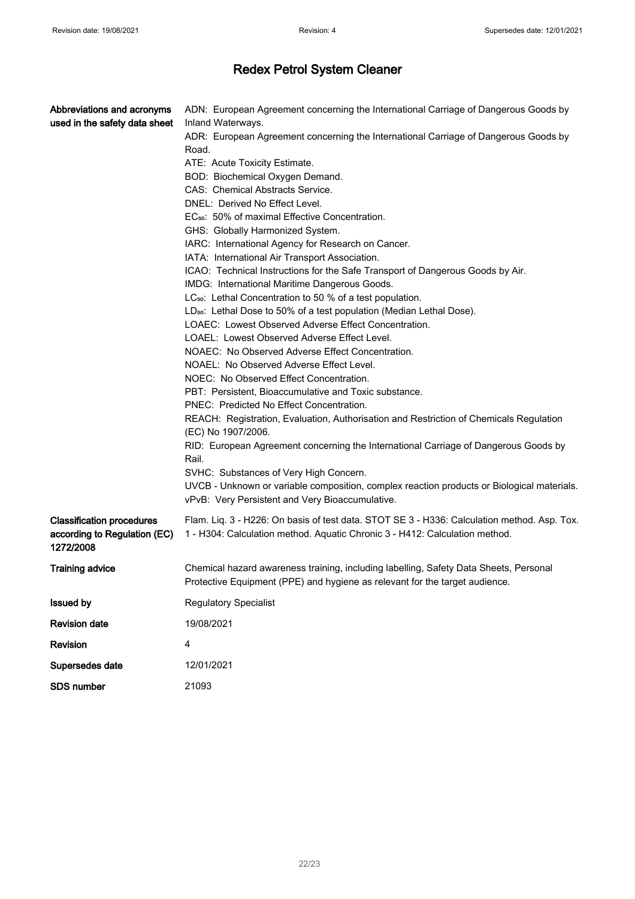# Redex Petrol System Cleaner

| | |
|---|---|
| **Abbreviations and acronyms used in the safety data sheet** | ADN: European Agreement concerning the International Carriage of Dangerous Goods by Inland Waterways.<br>ADR: European Agreement concerning the International Carriage of Dangerous Goods by Road.<br>ATE: Acute Toxicity Estimate.<br>BOD: Biochemical Oxygen Demand.<br>CAS: Chemical Abstracts Service.<br>DNEL: Derived No Effect Level.<br>$EC_{50}$: 50% of maximal Effective Concentration.<br>GHS: Globally Harmonized System.<br>IARC: International Agency for Research on Cancer.<br>IATA: International Air Transport Association.<br>ICAO: Technical Instructions for the Safe Transport of Dangerous Goods by Air.<br>IMDG: International Maritime Dangerous Goods.<br>$LC_{50}$: Lethal Concentration to 50 % of a test population.<br>$LD_{50}$: Lethal Dose to 50% of a test population (Median Lethal Dose).<br>LOAEC: Lowest Observed Adverse Effect Concentration.<br>LOAEL: Lowest Observed Adverse Effect Level.<br>NOAEC: No Observed Adverse Effect Concentration.<br>NOAEL: No Observed Adverse Effect Level.<br>NOEC: No Observed Effect Concentration.<br>PBT: Persistent, Bioaccumulative and Toxic substance.<br>PNEC: Predicted No Effect Concentration.<br>REACH: Registration, Evaluation, Authorisation and Restriction of Chemicals Regulation (EC) No 1907/2006.<br>RID: European Agreement concerning the International Carriage of Dangerous Goods by Rail.<br>SVHC: Substances of Very High Concern.<br>UVCB - Unknown or variable composition, complex reaction products or Biological materials.<br>vPvB: Very Persistent and Very Bioaccumulative. |
| **Classification procedures according to Regulation (EC) 1272/2008** | Flam. Liq. 3 - H226: On basis of test data. STOT SE 3 - H336: Calculation method. Asp. Tox. 1 - H304: Calculation method. Aquatic Chronic 3 - H412: Calculation method. |
| **Training advice** | Chemical hazard awareness training, including labelling, Safety Data Sheets, Personal Protective Equipment (PPE) and hygiene as relevant for the target audience. |
| **Issued by** | Regulatory Specialist |
| **Revision date** | 19/08/2021 |
| **Revision** | 4 |
| **Supersedes date** | 12/01/2021 |
| **SDS number** | 21093 |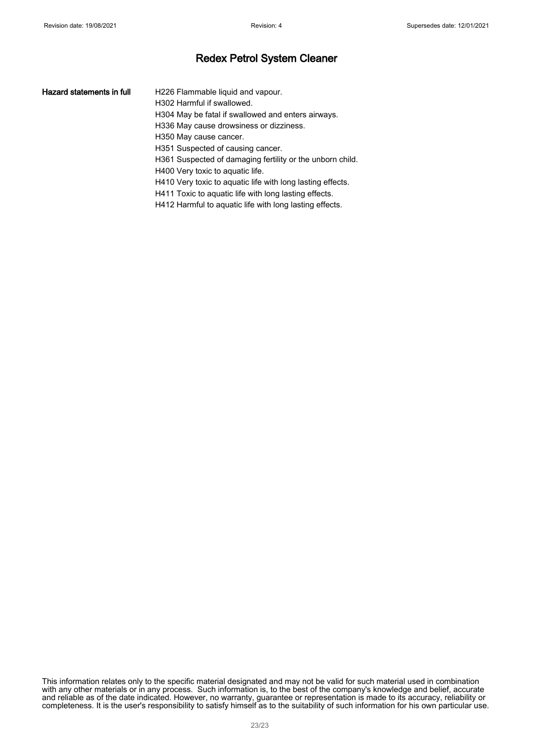**Hazard statements in full**

H226 Flammable liquid and vapour.
H302 Harmful if swallowed.
H304 May be fatal if swallowed and enters airways.
H336 May cause drowsiness or dizziness.
H350 May cause cancer.
H351 Suspected of causing cancer.
H361 Suspected of damaging fertility or the unborn child.
H400 Very toxic to aquatic life.
H410 Very toxic to aquatic life with long lasting effects.
H411 Toxic to aquatic life with long lasting effects.
H412 Harmful to aquatic life with long lasting effects.

This information relates only to the specific material designated and may not be valid for such material used in combination with any other materials or in any process. Such information is, to the best of the company's knowledge and belief, accurate and reliable as of the date indicated. However, no warranty, guarantee or representation is made to its accuracy, reliability or completeness. It is the user's responsibility to satisfy himself as to the suitability of such information for his own particular use.